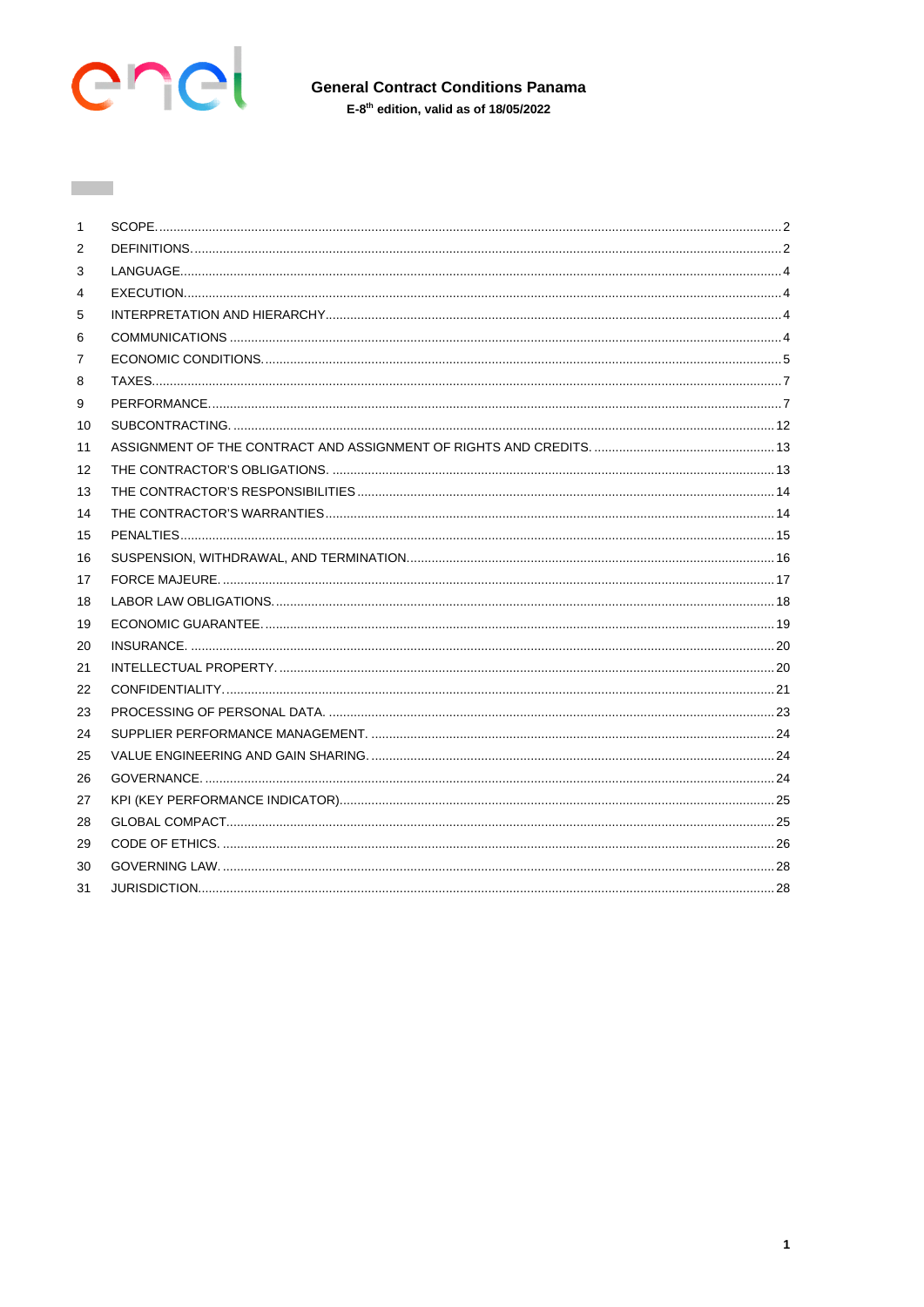# General Contract Conditions Panama

**E-8th edition, valid as of 18/05/2022**

| | | |
|---|---|---|
| 1 | SCOPE. | 2 |
| 2 | DEFINITIONS. | 2 |
| 3 | LANGUAGE. | 4 |
| 4 | EXECUTION. | 4 |
| 5 | INTERPRETATION AND HIERARCHY | 4 |
| 6 | COMMUNICATIONS | 4 |
| 7 | ECONOMIC CONDITIONS. | 5 |
| 8 | TAXES. | 7 |
| 9 | PERFORMANCE. | 7 |
| 10 | SUBCONTRACTING. | 12 |
| 11 | ASSIGNMENT OF THE CONTRACT AND ASSIGNMENT OF RIGHTS AND CREDITS. | 13 |
| 12 | THE CONTRACTOR'S OBLIGATIONS. | 13 |
| 13 | THE CONTRACTOR'S RESPONSIBILITIES | 14 |
| 14 | THE CONTRACTOR'S WARRANTIES | 14 |
| 15 | PENALTIES | 15 |
| 16 | SUSPENSION, WITHDRAWAL, AND TERMINATION. | 16 |
| 17 | FORCE MAJEURE. | 17 |
| 18 | LABOR LAW OBLIGATIONS. | 18 |
| 19 | ECONOMIC GUARANTEE. | 19 |
| 20 | INSURANCE. | 20 |
| 21 | INTELLECTUAL PROPERTY. | 20 |
| 22 | CONFIDENTIALITY. | 21 |
| 23 | PROCESSING OF PERSONAL DATA. | 23 |
| 24 | SUPPLIER PERFORMANCE MANAGEMENT. | 24 |
| 25 | VALUE ENGINEERING AND GAIN SHARING. | 24 |
| 26 | GOVERNANCE. | 24 |
| 27 | KPI (KEY PERFORMANCE INDICATOR) | 25 |
| 28 | GLOBAL COMPACT | 25 |
| 29 | CODE OF ETHICS. | 26 |
| 30 | GOVERNING LAW. | 28 |
| 31 | JURISDICTION. | 28 |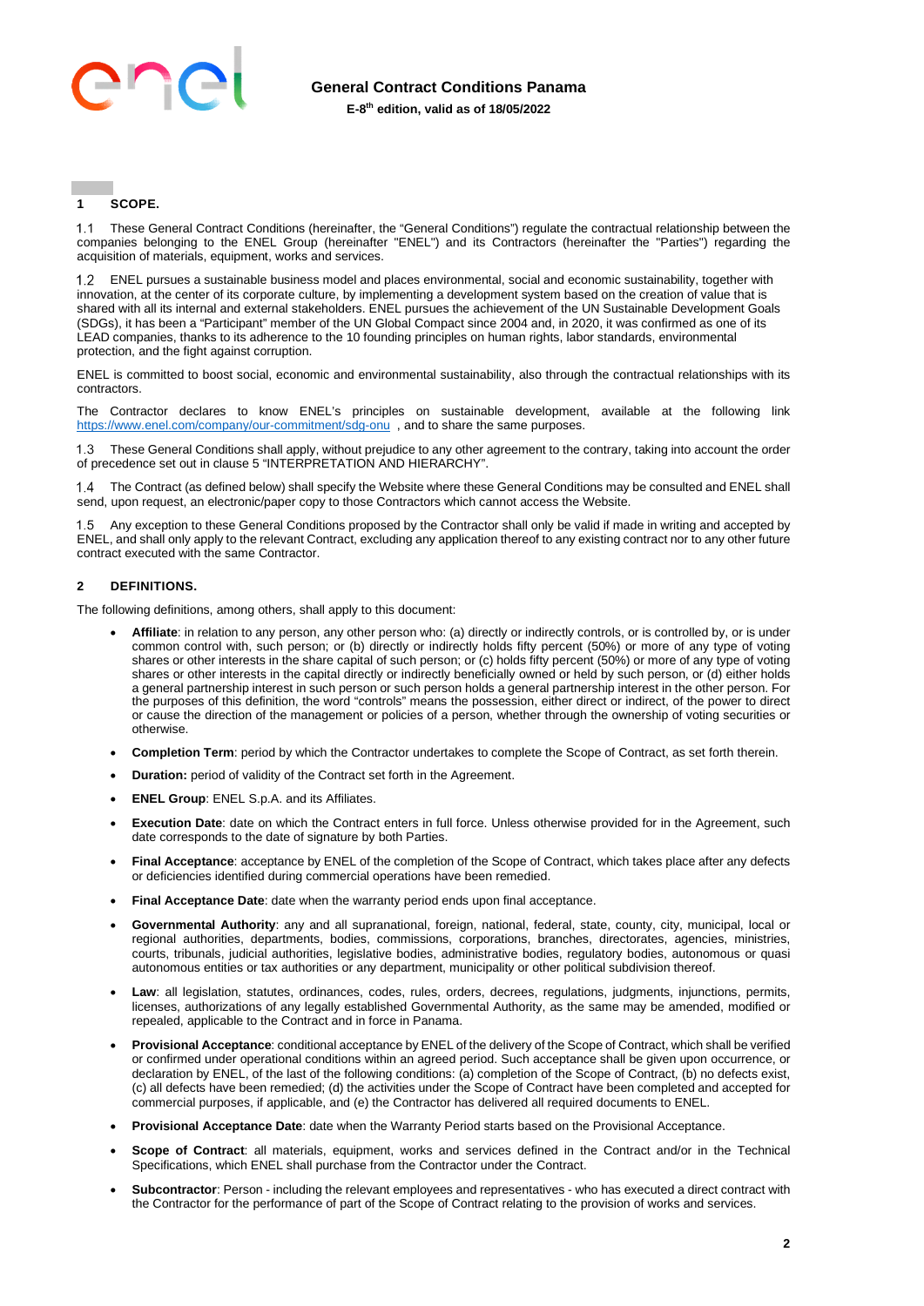## 1 SCOPE.

1.1 These General Contract Conditions (hereinafter, the "General Conditions") regulate the contractual relationship between the companies belonging to the ENEL Group (hereinafter "ENEL") and its Contractors (hereinafter the "Parties") regarding the acquisition of materials, equipment, works and services.

1.2 ENEL pursues a sustainable business model and places environmental, social and economic sustainability, together with innovation, at the center of its corporate culture, by implementing a development system based on the creation of value that is shared with all its internal and external stakeholders. ENEL pursues the achievement of the UN Sustainable Development Goals (SDGs), it has been a "Participant" member of the UN Global Compact since 2004 and, in 2020, it was confirmed as one of its LEAD companies, thanks to its adherence to the 10 founding principles on human rights, labor standards, environmental protection, and the fight against corruption.

ENEL is committed to boost social, economic and environmental sustainability, also through the contractual relationships with its contractors.

The Contractor declares to know ENEL's principles on sustainable development, available at the following link https://www.enel.com/company/our-commitment/sdg-onu , and to share the same purposes.

1.3 These General Conditions shall apply, without prejudice to any other agreement to the contrary, taking into account the order of precedence set out in clause 5 "INTERPRETATION AND HIERARCHY".

1.4 The Contract (as defined below) shall specify the Website where these General Conditions may be consulted and ENEL shall send, upon request, an electronic/paper copy to those Contractors which cannot access the Website.

1.5 Any exception to these General Conditions proposed by the Contractor shall only be valid if made in writing and accepted by ENEL, and shall only apply to the relevant Contract, excluding any application thereof to any existing contract nor to any other future contract executed with the same Contractor.

## 2 DEFINITIONS.

The following definitions, among others, shall apply to this document:

- **Affiliate**: in relation to any person, any other person who: (a) directly or indirectly controls, or is controlled by, or is under common control with, such person; or (b) directly or indirectly holds fifty percent (50%) or more of any type of voting shares or other interests in the share capital of such person; or (c) holds fifty percent (50%) or more of any type of voting shares or other interests in the capital directly or indirectly beneficially owned or held by such person, or (d) either holds a general partnership interest in such person or such person holds a general partnership interest in the other person. For the purposes of this definition, the word "controls" means the possession, either direct or indirect, of the power to direct or cause the direction of the management or policies of a person, whether through the ownership of voting securities or otherwise.
- **Completion Term**: period by which the Contractor undertakes to complete the Scope of Contract, as set forth therein.
- **Duration:** period of validity of the Contract set forth in the Agreement.
- **ENEL Group**: ENEL S.p.A. and its Affiliates.
- **Execution Date**: date on which the Contract enters in full force. Unless otherwise provided for in the Agreement, such date corresponds to the date of signature by both Parties.
- **Final Acceptance**: acceptance by ENEL of the completion of the Scope of Contract, which takes place after any defects or deficiencies identified during commercial operations have been remedied.
- **Final Acceptance Date**: date when the warranty period ends upon final acceptance.
- **Governmental Authority**: any and all supranational, foreign, national, federal, state, county, city, municipal, local or regional authorities, departments, bodies, commissions, corporations, branches, directorates, agencies, ministries, courts, tribunals, judicial authorities, legislative bodies, administrative bodies, regulatory bodies, autonomous or quasi autonomous entities or tax authorities or any department, municipality or other political subdivision thereof.
- **Law**: all legislation, statutes, ordinances, codes, rules, orders, decrees, regulations, judgments, injunctions, permits, licenses, authorizations of any legally established Governmental Authority, as the same may be amended, modified or repealed, applicable to the Contract and in force in Panama.
- **Provisional Acceptance**: conditional acceptance by ENEL of the delivery of the Scope of Contract, which shall be verified or confirmed under operational conditions within an agreed period. Such acceptance shall be given upon occurrence, or declaration by ENEL, of the last of the following conditions: (a) completion of the Scope of Contract, (b) no defects exist, (c) all defects have been remedied; (d) the activities under the Scope of Contract have been completed and accepted for commercial purposes, if applicable, and (e) the Contractor has delivered all required documents to ENEL.
- **Provisional Acceptance Date**: date when the Warranty Period starts based on the Provisional Acceptance.
- **Scope of Contract**: all materials, equipment, works and services defined in the Contract and/or in the Technical Specifications, which ENEL shall purchase from the Contractor under the Contract.
- **Subcontractor**: Person - including the relevant employees and representatives - who has executed a direct contract with the Contractor for the performance of part of the Scope of Contract relating to the provision of works and services.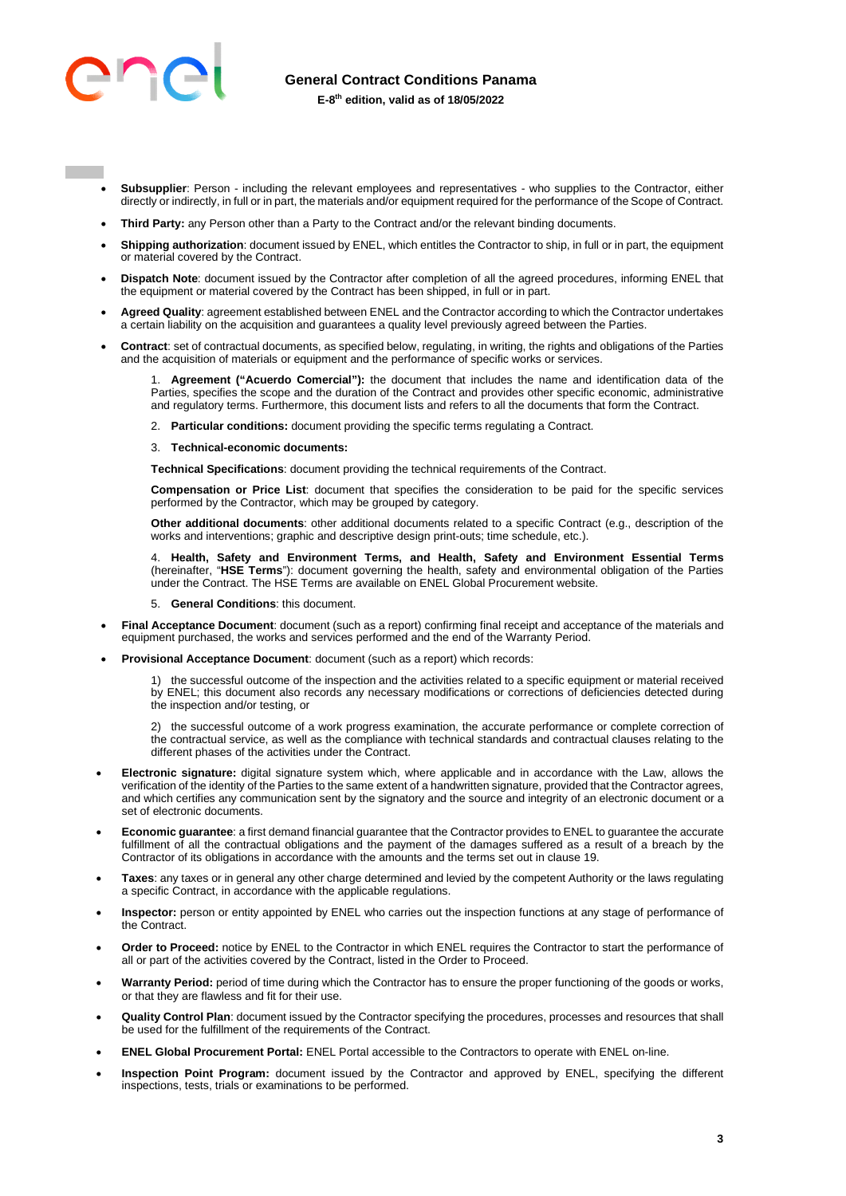- **Subsupplier**: Person - including the relevant employees and representatives - who supplies to the Contractor, either directly or indirectly, in full or in part, the materials and/or equipment required for the performance of the Scope of Contract.
- **Third Party:** any Person other than a Party to the Contract and/or the relevant binding documents.
- **Shipping authorization**: document issued by ENEL, which entitles the Contractor to ship, in full or in part, the equipment or material covered by the Contract.
- **Dispatch Note**: document issued by the Contractor after completion of all the agreed procedures, informing ENEL that the equipment or material covered by the Contract has been shipped, in full or in part.
- **Agreed Quality**: agreement established between ENEL and the Contractor according to which the Contractor undertakes a certain liability on the acquisition and guarantees a quality level previously agreed between the Parties.
- **Contract**: set of contractual documents, as specified below, regulating, in writing, the rights and obligations of the Parties and the acquisition of materials or equipment and the performance of specific works or services.

  1. **Agreement ("Acuerdo Comercial"):** the document that includes the name and identification data of the Parties, specifies the scope and the duration of the Contract and provides other specific economic, administrative and regulatory terms. Furthermore, this document lists and refers to all the documents that form the Contract.

  2. **Particular conditions:** document providing the specific terms regulating a Contract.

  3. **Technical-economic documents:**

  **Technical Specifications**: document providing the technical requirements of the Contract.

  **Compensation or Price List**: document that specifies the consideration to be paid for the specific services performed by the Contractor, which may be grouped by category.

  **Other additional documents**: other additional documents related to a specific Contract (e.g., description of the works and interventions; graphic and descriptive design print-outs; time schedule, etc.).

  4. **Health, Safety and Environment Terms, and Health, Safety and Environment Essential Terms** (hereinafter, "**HSE Terms**"): document governing the health, safety and environmental obligation of the Parties under the Contract. The HSE Terms are available on ENEL Global Procurement website.

  5. **General Conditions**: this document.

- **Final Acceptance Document**: document (such as a report) confirming final receipt and acceptance of the materials and equipment purchased, the works and services performed and the end of the Warranty Period.
- **Provisional Acceptance Document**: document (such as a report) which records:

  1) the successful outcome of the inspection and the activities related to a specific equipment or material received by ENEL; this document also records any necessary modifications or corrections of deficiencies detected during the inspection and/or testing, or

  2) the successful outcome of a work progress examination, the accurate performance or complete correction of the contractual service, as well as the compliance with technical standards and contractual clauses relating to the different phases of the activities under the Contract.

- **Electronic signature:** digital signature system which, where applicable and in accordance with the Law, allows the verification of the identity of the Parties to the same extent of a handwritten signature, provided that the Contractor agrees, and which certifies any communication sent by the signatory and the source and integrity of an electronic document or a set of electronic documents.
- **Economic guarantee**: a first demand financial guarantee that the Contractor provides to ENEL to guarantee the accurate fulfillment of all the contractual obligations and the payment of the damages suffered as a result of a breach by the Contractor of its obligations in accordance with the amounts and the terms set out in clause 19.
- **Taxes**: any taxes or in general any other charge determined and levied by the competent Authority or the laws regulating a specific Contract, in accordance with the applicable regulations.
- **Inspector:** person or entity appointed by ENEL who carries out the inspection functions at any stage of performance of the Contract.
- **Order to Proceed:** notice by ENEL to the Contractor in which ENEL requires the Contractor to start the performance of all or part of the activities covered by the Contract, listed in the Order to Proceed.
- **Warranty Period:** period of time during which the Contractor has to ensure the proper functioning of the goods or works, or that they are flawless and fit for their use.
- **Quality Control Plan**: document issued by the Contractor specifying the procedures, processes and resources that shall be used for the fulfillment of the requirements of the Contract.
- **ENEL Global Procurement Portal:** ENEL Portal accessible to the Contractors to operate with ENEL on-line.
- **Inspection Point Program:** document issued by the Contractor and approved by ENEL, specifying the different inspections, tests, trials or examinations to be performed.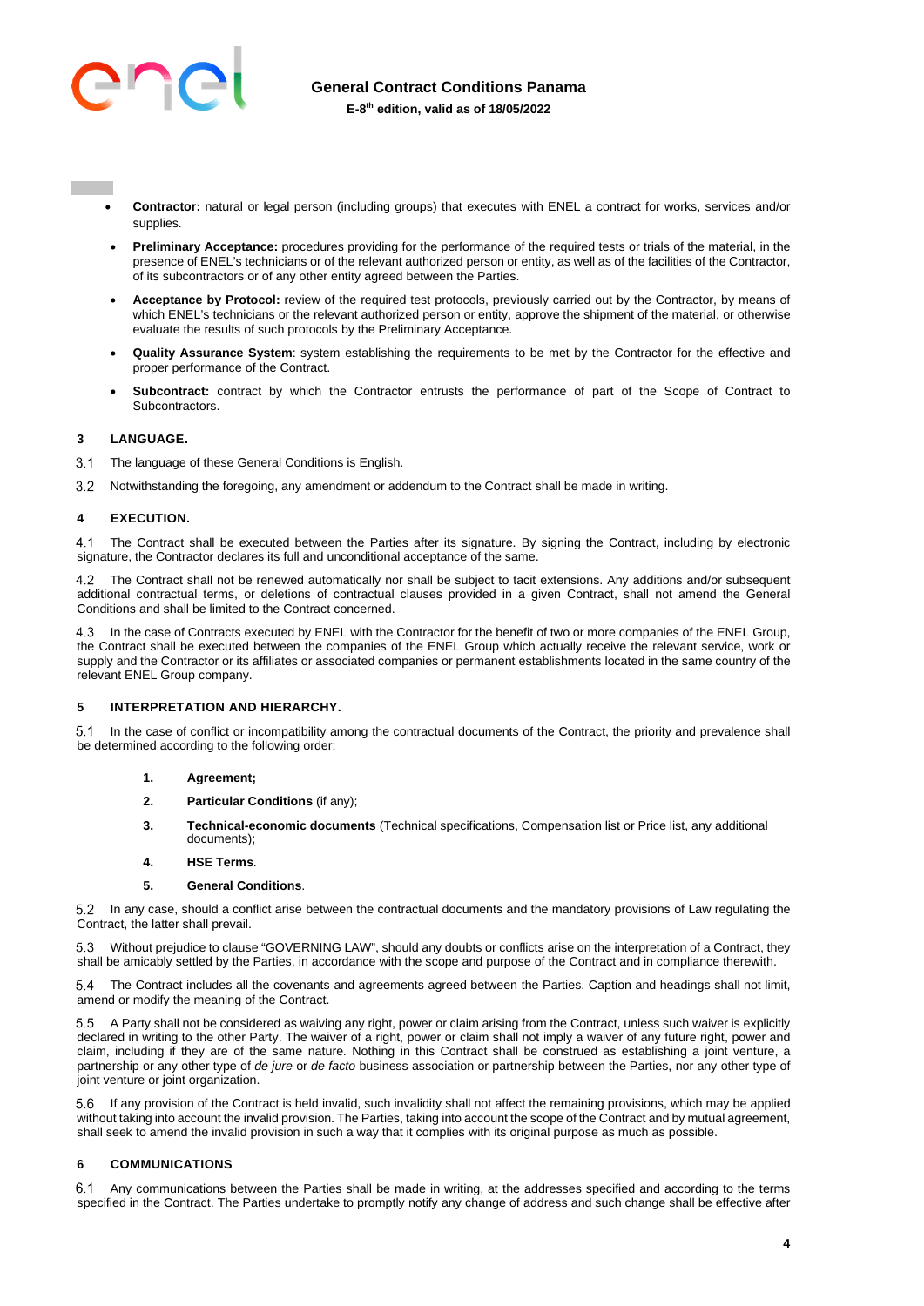- **Contractor:** natural or legal person (including groups) that executes with ENEL a contract for works, services and/or supplies.
- **Preliminary Acceptance:** procedures providing for the performance of the required tests or trials of the material, in the presence of ENEL's technicians or of the relevant authorized person or entity, as well as of the facilities of the Contractor, of its subcontractors or of any other entity agreed between the Parties.
- **Acceptance by Protocol:** review of the required test protocols, previously carried out by the Contractor, by means of which ENEL's technicians or the relevant authorized person or entity, approve the shipment of the material, or otherwise evaluate the results of such protocols by the Preliminary Acceptance.
- **Quality Assurance System**: system establishing the requirements to be met by the Contractor for the effective and proper performance of the Contract.
- **Subcontract:** contract by which the Contractor entrusts the performance of part of the Scope of Contract to Subcontractors.

## 3 LANGUAGE.

3.1 The language of these General Conditions is English.

3.2 Notwithstanding the foregoing, any amendment or addendum to the Contract shall be made in writing.

## 4 EXECUTION.

4.1 The Contract shall be executed between the Parties after its signature. By signing the Contract, including by electronic signature, the Contractor declares its full and unconditional acceptance of the same.

4.2 The Contract shall not be renewed automatically nor shall be subject to tacit extensions. Any additions and/or subsequent additional contractual terms, or deletions of contractual clauses provided in a given Contract, shall not amend the General Conditions and shall be limited to the Contract concerned.

4.3 In the case of Contracts executed by ENEL with the Contractor for the benefit of two or more companies of the ENEL Group, the Contract shall be executed between the companies of the ENEL Group which actually receive the relevant service, work or supply and the Contractor or its affiliates or associated companies or permanent establishments located in the same country of the relevant ENEL Group company.

## 5 INTERPRETATION AND HIERARCHY.

5.1 In the case of conflict or incompatibility among the contractual documents of the Contract, the priority and prevalence shall be determined according to the following order:

1. **Agreement;**
2. **Particular Conditions** (if any);
3. **Technical-economic documents** (Technical specifications, Compensation list or Price list, any additional documents);
4. **HSE Terms**.
5. **General Conditions**.

5.2 In any case, should a conflict arise between the contractual documents and the mandatory provisions of Law regulating the Contract, the latter shall prevail.

5.3 Without prejudice to clause "GOVERNING LAW", should any doubts or conflicts arise on the interpretation of a Contract, they shall be amicably settled by the Parties, in accordance with the scope and purpose of the Contract and in compliance therewith.

5.4 The Contract includes all the covenants and agreements agreed between the Parties. Caption and headings shall not limit, amend or modify the meaning of the Contract.

5.5 A Party shall not be considered as waiving any right, power or claim arising from the Contract, unless such waiver is explicitly declared in writing to the other Party. The waiver of a right, power or claim shall not imply a waiver of any future right, power and claim, including if they are of the same nature. Nothing in this Contract shall be construed as establishing a joint venture, a partnership or any other type of *de jure* or *de facto* business association or partnership between the Parties, nor any other type of joint venture or joint organization.

5.6 If any provision of the Contract is held invalid, such invalidity shall not affect the remaining provisions, which may be applied without taking into account the invalid provision. The Parties, taking into account the scope of the Contract and by mutual agreement, shall seek to amend the invalid provision in such a way that it complies with its original purpose as much as possible.

## 6 COMMUNICATIONS

6.1 Any communications between the Parties shall be made in writing, at the addresses specified and according to the terms specified in the Contract. The Parties undertake to promptly notify any change of address and such change shall be effective after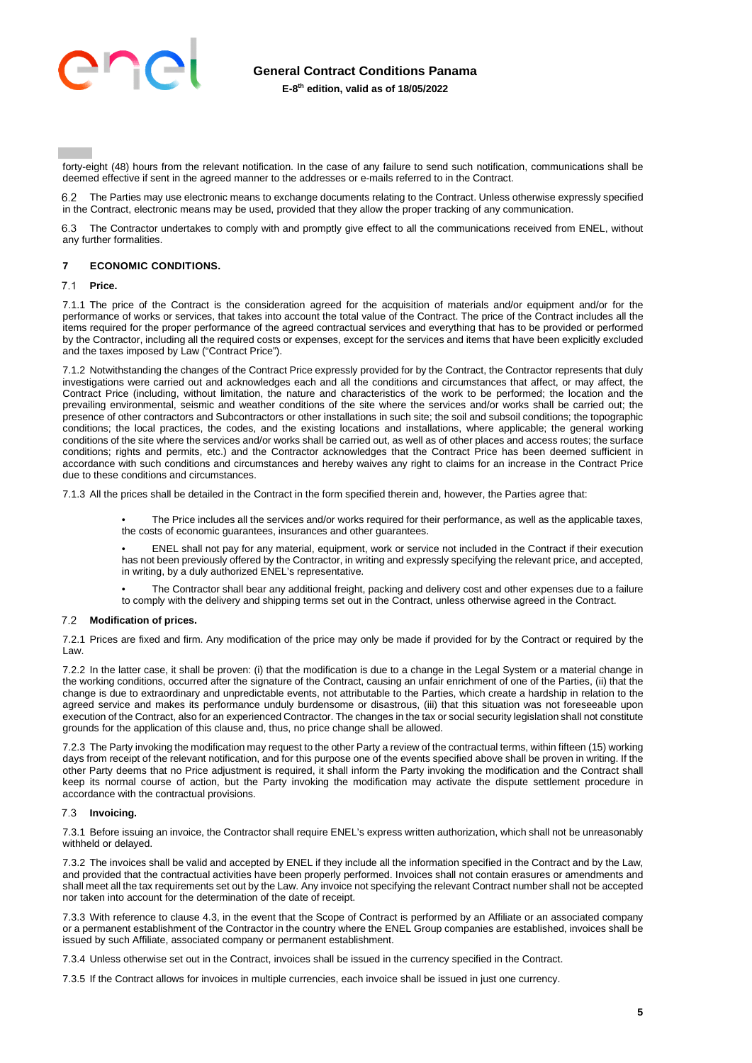forty-eight (48) hours from the relevant notification. In the case of any failure to send such notification, communications shall be deemed effective if sent in the agreed manner to the addresses or e-mails referred to in the Contract.

6.2 The Parties may use electronic means to exchange documents relating to the Contract. Unless otherwise expressly specified in the Contract, electronic means may be used, provided that they allow the proper tracking of any communication.

6.3 The Contractor undertakes to comply with and promptly give effect to all the communications received from ENEL, without any further formalities.

## 7 ECONOMIC CONDITIONS.

### 7.1 Price.

7.1.1 The price of the Contract is the consideration agreed for the acquisition of materials and/or equipment and/or for the performance of works or services, that takes into account the total value of the Contract. The price of the Contract includes all the items required for the proper performance of the agreed contractual services and everything that has to be provided or performed by the Contractor, including all the required costs or expenses, except for the services and items that have been explicitly excluded and the taxes imposed by Law ("Contract Price").

7.1.2 Notwithstanding the changes of the Contract Price expressly provided for by the Contract, the Contractor represents that duly investigations were carried out and acknowledges each and all the conditions and circumstances that affect, or may affect, the Contract Price (including, without limitation, the nature and characteristics of the work to be performed; the location and the prevailing environmental, seismic and weather conditions of the site where the services and/or works shall be carried out; the presence of other contractors and Subcontractors or other installations in such site; the soil and subsoil conditions; the topographic conditions; the local practices, the codes, and the existing locations and installations, where applicable; the general working conditions of the site where the services and/or works shall be carried out, as well as of other places and access routes; the surface conditions; rights and permits, etc.) and the Contractor acknowledges that the Contract Price has been deemed sufficient in accordance with such conditions and circumstances and hereby waives any right to claims for an increase in the Contract Price due to these conditions and circumstances.

7.1.3 All the prices shall be detailed in the Contract in the form specified therein and, however, the Parties agree that:

- The Price includes all the services and/or works required for their performance, as well as the applicable taxes, the costs of economic guarantees, insurances and other guarantees.
- ENEL shall not pay for any material, equipment, work or service not included in the Contract if their execution has not been previously offered by the Contractor, in writing and expressly specifying the relevant price, and accepted, in writing, by a duly authorized ENEL's representative.
- The Contractor shall bear any additional freight, packing and delivery cost and other expenses due to a failure to comply with the delivery and shipping terms set out in the Contract, unless otherwise agreed in the Contract.

### 7.2 Modification of prices.

7.2.1 Prices are fixed and firm. Any modification of the price may only be made if provided for by the Contract or required by the Law.

7.2.2 In the latter case, it shall be proven: (i) that the modification is due to a change in the Legal System or a material change in the working conditions, occurred after the signature of the Contract, causing an unfair enrichment of one of the Parties, (ii) that the change is due to extraordinary and unpredictable events, not attributable to the Parties, which create a hardship in relation to the agreed service and makes its performance unduly burdensome or disastrous, (iii) that this situation was not foreseeable upon execution of the Contract, also for an experienced Contractor. The changes in the tax or social security legislation shall not constitute grounds for the application of this clause and, thus, no price change shall be allowed.

7.2.3 The Party invoking the modification may request to the other Party a review of the contractual terms, within fifteen (15) working days from receipt of the relevant notification, and for this purpose one of the events specified above shall be proven in writing. If the other Party deems that no Price adjustment is required, it shall inform the Party invoking the modification and the Contract shall keep its normal course of action, but the Party invoking the modification may activate the dispute settlement procedure in accordance with the contractual provisions.

### 7.3 Invoicing.

7.3.1 Before issuing an invoice, the Contractor shall require ENEL's express written authorization, which shall not be unreasonably withheld or delayed.

7.3.2 The invoices shall be valid and accepted by ENEL if they include all the information specified in the Contract and by the Law, and provided that the contractual activities have been properly performed. Invoices shall not contain erasures or amendments and shall meet all the tax requirements set out by the Law. Any invoice not specifying the relevant Contract number shall not be accepted nor taken into account for the determination of the date of receipt.

7.3.3 With reference to clause 4.3, in the event that the Scope of Contract is performed by an Affiliate or an associated company or a permanent establishment of the Contractor in the country where the ENEL Group companies are established, invoices shall be issued by such Affiliate, associated company or permanent establishment.

7.3.4 Unless otherwise set out in the Contract, invoices shall be issued in the currency specified in the Contract.

7.3.5 If the Contract allows for invoices in multiple currencies, each invoice shall be issued in just one currency.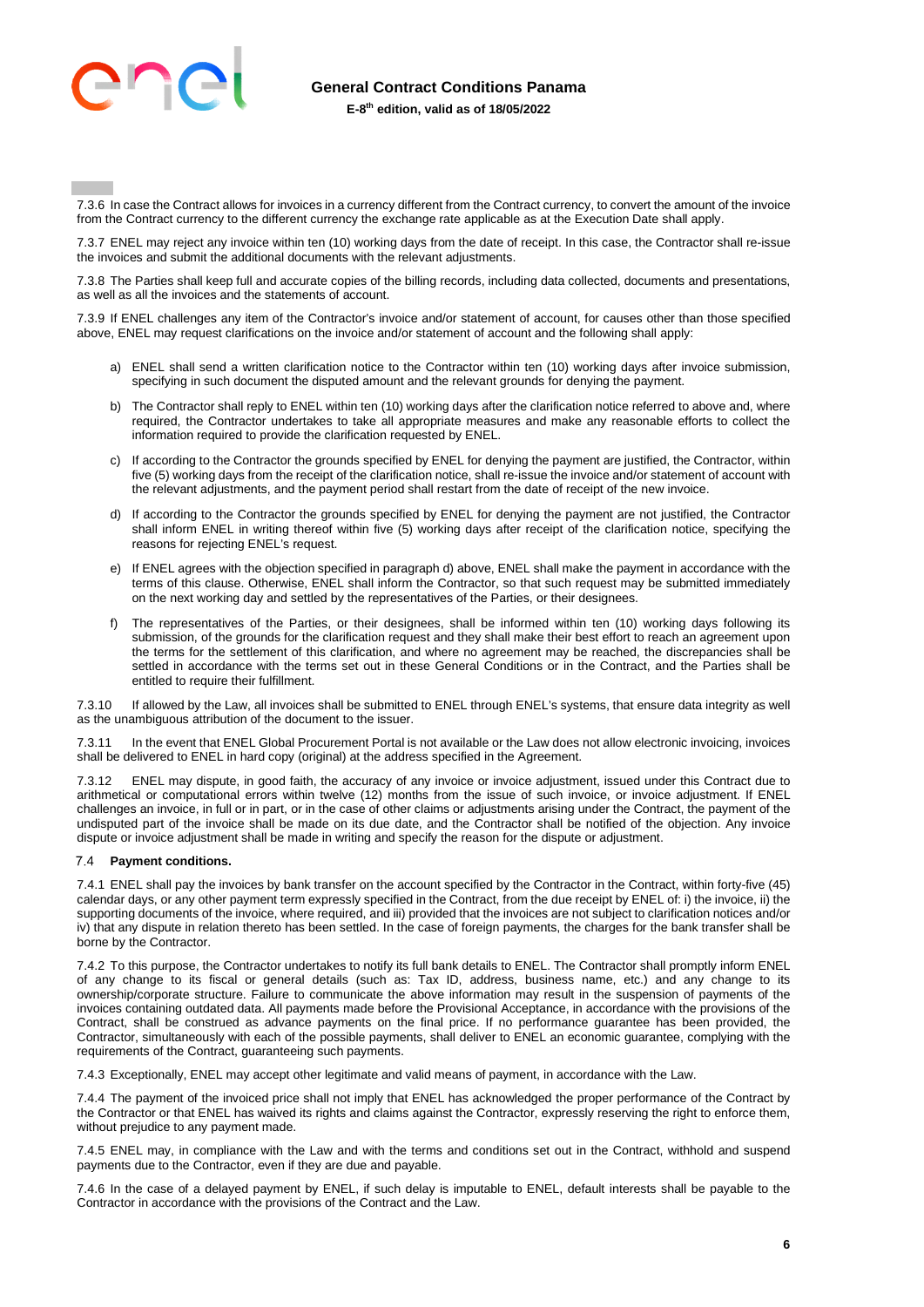7.3.6 In case the Contract allows for invoices in a currency different from the Contract currency, to convert the amount of the invoice from the Contract currency to the different currency the exchange rate applicable as at the Execution Date shall apply.

7.3.7 ENEL may reject any invoice within ten (10) working days from the date of receipt. In this case, the Contractor shall re-issue the invoices and submit the additional documents with the relevant adjustments.

7.3.8 The Parties shall keep full and accurate copies of the billing records, including data collected, documents and presentations, as well as all the invoices and the statements of account.

7.3.9 If ENEL challenges any item of the Contractor's invoice and/or statement of account, for causes other than those specified above, ENEL may request clarifications on the invoice and/or statement of account and the following shall apply:

a) ENEL shall send a written clarification notice to the Contractor within ten (10) working days after invoice submission, specifying in such document the disputed amount and the relevant grounds for denying the payment.

b) The Contractor shall reply to ENEL within ten (10) working days after the clarification notice referred to above and, where required, the Contractor undertakes to take all appropriate measures and make any reasonable efforts to collect the information required to provide the clarification requested by ENEL.

c) If according to the Contractor the grounds specified by ENEL for denying the payment are justified, the Contractor, within five (5) working days from the receipt of the clarification notice, shall re-issue the invoice and/or statement of account with the relevant adjustments, and the payment period shall restart from the date of receipt of the new invoice.

d) If according to the Contractor the grounds specified by ENEL for denying the payment are not justified, the Contractor shall inform ENEL in writing thereof within five (5) working days after receipt of the clarification notice, specifying the reasons for rejecting ENEL's request.

e) If ENEL agrees with the objection specified in paragraph d) above, ENEL shall make the payment in accordance with the terms of this clause. Otherwise, ENEL shall inform the Contractor, so that such request may be submitted immediately on the next working day and settled by the representatives of the Parties, or their designees.

f) The representatives of the Parties, or their designees, shall be informed within ten (10) working days following its submission, of the grounds for the clarification request and they shall make their best effort to reach an agreement upon the terms for the settlement of this clarification, and where no agreement may be reached, the discrepancies shall be settled in accordance with the terms set out in these General Conditions or in the Contract, and the Parties shall be entitled to require their fulfillment.

7.3.10 If allowed by the Law, all invoices shall be submitted to ENEL through ENEL's systems, that ensure data integrity as well as the unambiguous attribution of the document to the issuer.

7.3.11 In the event that ENEL Global Procurement Portal is not available or the Law does not allow electronic invoicing, invoices shall be delivered to ENEL in hard copy (original) at the address specified in the Agreement.

7.3.12 ENEL may dispute, in good faith, the accuracy of any invoice or invoice adjustment, issued under this Contract due to arithmetical or computational errors within twelve (12) months from the issue of such invoice, or invoice adjustment. If ENEL challenges an invoice, in full or in part, or in the case of other claims or adjustments arising under the Contract, the payment of the undisputed part of the invoice shall be made on its due date, and the Contractor shall be notified of the objection. Any invoice dispute or invoice adjustment shall be made in writing and specify the reason for the dispute or adjustment.

### 7.4 **Payment conditions.**

7.4.1 ENEL shall pay the invoices by bank transfer on the account specified by the Contractor in the Contract, within forty-five (45) calendar days, or any other payment term expressly specified in the Contract, from the due receipt by ENEL of: i) the invoice, ii) the supporting documents of the invoice, where required, and iii) provided that the invoices are not subject to clarification notices and/or iv) that any dispute in relation thereto has been settled. In the case of foreign payments, the charges for the bank transfer shall be borne by the Contractor.

7.4.2 To this purpose, the Contractor undertakes to notify its full bank details to ENEL. The Contractor shall promptly inform ENEL of any change to its fiscal or general details (such as: Tax ID, address, business name, etc.) and any change to its ownership/corporate structure. Failure to communicate the above information may result in the suspension of payments of the invoices containing outdated data. All payments made before the Provisional Acceptance, in accordance with the provisions of the Contract, shall be construed as advance payments on the final price. If no performance guarantee has been provided, the Contractor, simultaneously with each of the possible payments, shall deliver to ENEL an economic guarantee, complying with the requirements of the Contract, guaranteeing such payments.

7.4.3 Exceptionally, ENEL may accept other legitimate and valid means of payment, in accordance with the Law.

7.4.4 The payment of the invoiced price shall not imply that ENEL has acknowledged the proper performance of the Contract by the Contractor or that ENEL has waived its rights and claims against the Contractor, expressly reserving the right to enforce them, without prejudice to any payment made.

7.4.5 ENEL may, in compliance with the Law and with the terms and conditions set out in the Contract, withhold and suspend payments due to the Contractor, even if they are due and payable.

7.4.6 In the case of a delayed payment by ENEL, if such delay is imputable to ENEL, default interests shall be payable to the Contractor in accordance with the provisions of the Contract and the Law.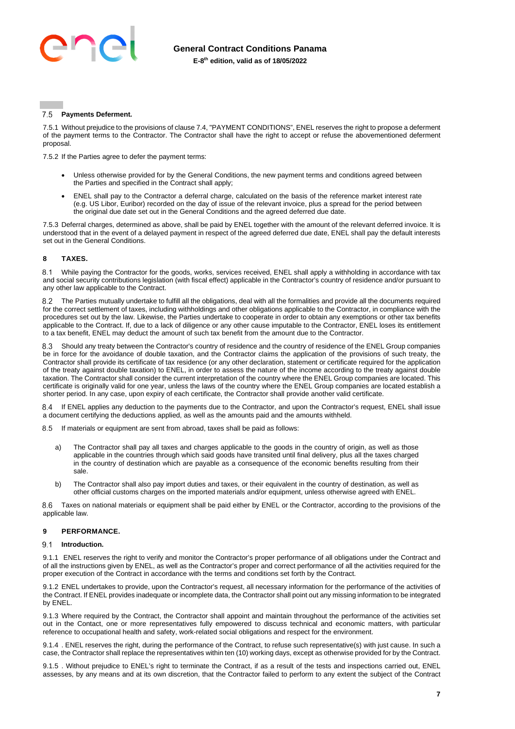### 7.5 Payments Deferment.

7.5.1 Without prejudice to the provisions of clause 7.4, "PAYMENT CONDITIONS", ENEL reserves the right to propose a deferment of the payment terms to the Contractor. The Contractor shall have the right to accept or refuse the abovementioned deferment proposal.

7.5.2 If the Parties agree to defer the payment terms:

- Unless otherwise provided for by the General Conditions, the new payment terms and conditions agreed between the Parties and specified in the Contract shall apply;
- ENEL shall pay to the Contractor a deferral charge, calculated on the basis of the reference market interest rate (e.g. US Libor, Euribor) recorded on the day of issue of the relevant invoice, plus a spread for the period between the original due date set out in the General Conditions and the agreed deferred due date.

7.5.3 Deferral charges, determined as above, shall be paid by ENEL together with the amount of the relevant deferred invoice. It is understood that in the event of a delayed payment in respect of the agreed deferred due date, ENEL shall pay the default interests set out in the General Conditions.

## 8 TAXES.

8.1 While paying the Contractor for the goods, works, services received, ENEL shall apply a withholding in accordance with tax and social security contributions legislation (with fiscal effect) applicable in the Contractor's country of residence and/or pursuant to any other law applicable to the Contract.

8.2 The Parties mutually undertake to fulfill all the obligations, deal with all the formalities and provide all the documents required for the correct settlement of taxes, including withholdings and other obligations applicable to the Contractor, in compliance with the procedures set out by the law. Likewise, the Parties undertake to cooperate in order to obtain any exemptions or other tax benefits applicable to the Contract. If, due to a lack of diligence or any other cause imputable to the Contractor, ENEL loses its entitlement to a tax benefit, ENEL may deduct the amount of such tax benefit from the amount due to the Contractor.

8.3 Should any treaty between the Contractor's country of residence and the country of residence of the ENEL Group companies be in force for the avoidance of double taxation, and the Contractor claims the application of the provisions of such treaty, the Contractor shall provide its certificate of tax residence (or any other declaration, statement or certificate required for the application of the treaty against double taxation) to ENEL, in order to assess the nature of the income according to the treaty against double taxation. The Contractor shall consider the current interpretation of the country where the ENEL Group companies are located. This certificate is originally valid for one year, unless the laws of the country where the ENEL Group companies are located establish a shorter period. In any case, upon expiry of each certificate, the Contractor shall provide another valid certificate.

8.4 If ENEL applies any deduction to the payments due to the Contractor, and upon the Contractor's request, ENEL shall issue a document certifying the deductions applied, as well as the amounts paid and the amounts withheld.

8.5 If materials or equipment are sent from abroad, taxes shall be paid as follows:

a) The Contractor shall pay all taxes and charges applicable to the goods in the country of origin, as well as those applicable in the countries through which said goods have transited until final delivery, plus all the taxes charged in the country of destination which are payable as a consequence of the economic benefits resulting from their sale.

b) The Contractor shall also pay import duties and taxes, or their equivalent in the country of destination, as well as other official customs charges on the imported materials and/or equipment, unless otherwise agreed with ENEL.

8.6 Taxes on national materials or equipment shall be paid either by ENEL or the Contractor, according to the provisions of the applicable law.

## 9 PERFORMANCE.

### 9.1 Introduction.

9.1.1 ENEL reserves the right to verify and monitor the Contractor's proper performance of all obligations under the Contract and of all the instructions given by ENEL, as well as the Contractor's proper and correct performance of all the activities required for the proper execution of the Contract in accordance with the terms and conditions set forth by the Contract.

9.1.2 ENEL undertakes to provide, upon the Contractor's request, all necessary information for the performance of the activities of the Contract. If ENEL provides inadequate or incomplete data, the Contractor shall point out any missing information to be integrated by ENEL.

9.1.3 Where required by the Contract, the Contractor shall appoint and maintain throughout the performance of the activities set out in the Contact, one or more representatives fully empowered to discuss technical and economic matters, with particular reference to occupational health and safety, work-related social obligations and respect for the environment.

9.1.4 . ENEL reserves the right, during the performance of the Contract, to refuse such representative(s) with just cause. In such a case, the Contractor shall replace the representatives within ten (10) working days, except as otherwise provided for by the Contract.

9.1.5 . Without prejudice to ENEL's right to terminate the Contract, if as a result of the tests and inspections carried out, ENEL assesses, by any means and at its own discretion, that the Contractor failed to perform to any extent the subject of the Contract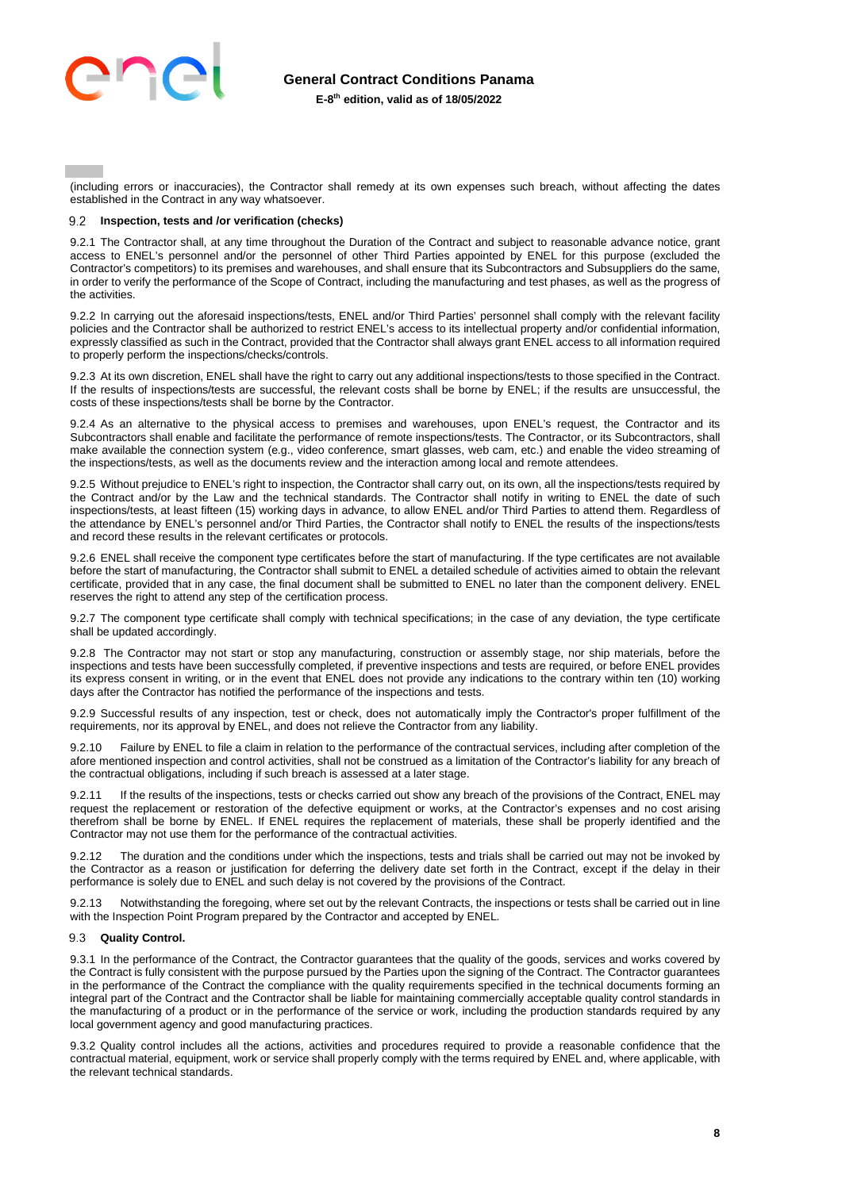(including errors or inaccuracies), the Contractor shall remedy at its own expenses such breach, without affecting the dates established in the Contract in any way whatsoever.

### 9.2 Inspection, tests and /or verification (checks)

9.2.1 The Contractor shall, at any time throughout the Duration of the Contract and subject to reasonable advance notice, grant access to ENEL's personnel and/or the personnel of other Third Parties appointed by ENEL for this purpose (excluded the Contractor's competitors) to its premises and warehouses, and shall ensure that its Subcontractors and Subsuppliers do the same, in order to verify the performance of the Scope of Contract, including the manufacturing and test phases, as well as the progress of the activities.

9.2.2 In carrying out the aforesaid inspections/tests, ENEL and/or Third Parties' personnel shall comply with the relevant facility policies and the Contractor shall be authorized to restrict ENEL's access to its intellectual property and/or confidential information, expressly classified as such in the Contract, provided that the Contractor shall always grant ENEL access to all information required to properly perform the inspections/checks/controls.

9.2.3 At its own discretion, ENEL shall have the right to carry out any additional inspections/tests to those specified in the Contract. If the results of inspections/tests are successful, the relevant costs shall be borne by ENEL; if the results are unsuccessful, the costs of these inspections/tests shall be borne by the Contractor.

9.2.4 As an alternative to the physical access to premises and warehouses, upon ENEL's request, the Contractor and its Subcontractors shall enable and facilitate the performance of remote inspections/tests. The Contractor, or its Subcontractors, shall make available the connection system (e.g., video conference, smart glasses, web cam, etc.) and enable the video streaming of the inspections/tests, as well as the documents review and the interaction among local and remote attendees.

9.2.5 Without prejudice to ENEL's right to inspection, the Contractor shall carry out, on its own, all the inspections/tests required by the Contract and/or by the Law and the technical standards. The Contractor shall notify in writing to ENEL the date of such inspections/tests, at least fifteen (15) working days in advance, to allow ENEL and/or Third Parties to attend them. Regardless of the attendance by ENEL's personnel and/or Third Parties, the Contractor shall notify to ENEL the results of the inspections/tests and record these results in the relevant certificates or protocols.

9.2.6 ENEL shall receive the component type certificates before the start of manufacturing. If the type certificates are not available before the start of manufacturing, the Contractor shall submit to ENEL a detailed schedule of activities aimed to obtain the relevant certificate, provided that in any case, the final document shall be submitted to ENEL no later than the component delivery. ENEL reserves the right to attend any step of the certification process.

9.2.7 The component type certificate shall comply with technical specifications; in the case of any deviation, the type certificate shall be updated accordingly.

9.2.8 The Contractor may not start or stop any manufacturing, construction or assembly stage, nor ship materials, before the inspections and tests have been successfully completed, if preventive inspections and tests are required, or before ENEL provides its express consent in writing, or in the event that ENEL does not provide any indications to the contrary within ten (10) working days after the Contractor has notified the performance of the inspections and tests.

9.2.9 Successful results of any inspection, test or check, does not automatically imply the Contractor's proper fulfillment of the requirements, nor its approval by ENEL, and does not relieve the Contractor from any liability.

9.2.10 Failure by ENEL to file a claim in relation to the performance of the contractual services, including after completion of the afore mentioned inspection and control activities, shall not be construed as a limitation of the Contractor's liability for any breach of the contractual obligations, including if such breach is assessed at a later stage.

9.2.11 If the results of the inspections, tests or checks carried out show any breach of the provisions of the Contract, ENEL may request the replacement or restoration of the defective equipment or works, at the Contractor's expenses and no cost arising therefrom shall be borne by ENEL. If ENEL requires the replacement of materials, these shall be properly identified and the Contractor may not use them for the performance of the contractual activities.

9.2.12 The duration and the conditions under which the inspections, tests and trials shall be carried out may not be invoked by the Contractor as a reason or justification for deferring the delivery date set forth in the Contract, except if the delay in their performance is solely due to ENEL and such delay is not covered by the provisions of the Contract.

9.2.13 Notwithstanding the foregoing, where set out by the relevant Contracts, the inspections or tests shall be carried out in line with the Inspection Point Program prepared by the Contractor and accepted by ENEL.

### 9.3 Quality Control.

9.3.1 In the performance of the Contract, the Contractor guarantees that the quality of the goods, services and works covered by the Contract is fully consistent with the purpose pursued by the Parties upon the signing of the Contract. The Contractor guarantees in the performance of the Contract the compliance with the quality requirements specified in the technical documents forming an integral part of the Contract and the Contractor shall be liable for maintaining commercially acceptable quality control standards in the manufacturing of a product or in the performance of the service or work, including the production standards required by any local government agency and good manufacturing practices.

9.3.2 Quality control includes all the actions, activities and procedures required to provide a reasonable confidence that the contractual material, equipment, work or service shall properly comply with the terms required by ENEL and, where applicable, with the relevant technical standards.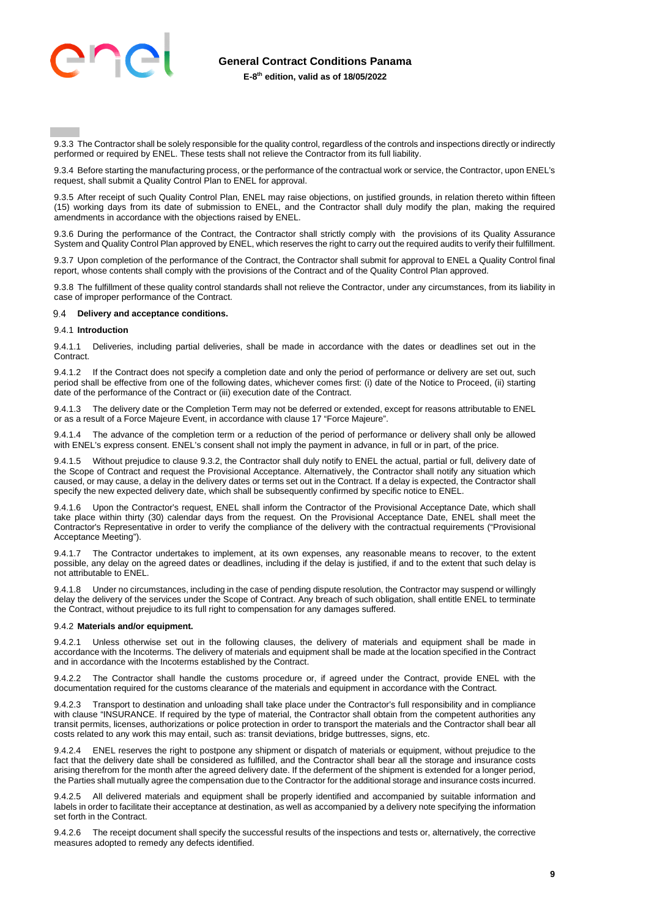9.3.3 The Contractor shall be solely responsible for the quality control, regardless of the controls and inspections directly or indirectly performed or required by ENEL. These tests shall not relieve the Contractor from its full liability.

9.3.4 Before starting the manufacturing process, or the performance of the contractual work or service, the Contractor, upon ENEL's request, shall submit a Quality Control Plan to ENEL for approval.

9.3.5 After receipt of such Quality Control Plan, ENEL may raise objections, on justified grounds, in relation thereto within fifteen (15) working days from its date of submission to ENEL, and the Contractor shall duly modify the plan, making the required amendments in accordance with the objections raised by ENEL.

9.3.6 During the performance of the Contract, the Contractor shall strictly comply with the provisions of its Quality Assurance System and Quality Control Plan approved by ENEL, which reserves the right to carry out the required audits to verify their fulfillment.

9.3.7 Upon completion of the performance of the Contract, the Contractor shall submit for approval to ENEL a Quality Control final report, whose contents shall comply with the provisions of the Contract and of the Quality Control Plan approved.

9.3.8 The fulfillment of these quality control standards shall not relieve the Contractor, under any circumstances, from its liability in case of improper performance of the Contract.

### 9.4 Delivery and acceptance conditions.

#### 9.4.1 Introduction

9.4.1.1 Deliveries, including partial deliveries, shall be made in accordance with the dates or deadlines set out in the Contract.

9.4.1.2 If the Contract does not specify a completion date and only the period of performance or delivery are set out, such period shall be effective from one of the following dates, whichever comes first: (i) date of the Notice to Proceed, (ii) starting date of the performance of the Contract or (iii) execution date of the Contract.

9.4.1.3 The delivery date or the Completion Term may not be deferred or extended, except for reasons attributable to ENEL or as a result of a Force Majeure Event, in accordance with clause 17 "Force Majeure".

9.4.1.4 The advance of the completion term or a reduction of the period of performance or delivery shall only be allowed with ENEL's express consent. ENEL's consent shall not imply the payment in advance, in full or in part, of the price.

9.4.1.5 Without prejudice to clause 9.3.2, the Contractor shall duly notify to ENEL the actual, partial or full, delivery date of the Scope of Contract and request the Provisional Acceptance. Alternatively, the Contractor shall notify any situation which caused, or may cause, a delay in the delivery dates or terms set out in the Contract. If a delay is expected, the Contractor shall specify the new expected delivery date, which shall be subsequently confirmed by specific notice to ENEL.

9.4.1.6 Upon the Contractor's request, ENEL shall inform the Contractor of the Provisional Acceptance Date, which shall take place within thirty (30) calendar days from the request. On the Provisional Acceptance Date, ENEL shall meet the Contractor's Representative in order to verify the compliance of the delivery with the contractual requirements ("Provisional Acceptance Meeting").

9.4.1.7 The Contractor undertakes to implement, at its own expenses, any reasonable means to recover, to the extent possible, any delay on the agreed dates or deadlines, including if the delay is justified, if and to the extent that such delay is not attributable to ENEL.

9.4.1.8 Under no circumstances, including in the case of pending dispute resolution, the Contractor may suspend or willingly delay the delivery of the services under the Scope of Contract. Any breach of such obligation, shall entitle ENEL to terminate the Contract, without prejudice to its full right to compensation for any damages suffered.

#### 9.4.2 Materials and/or equipment.

9.4.2.1 Unless otherwise set out in the following clauses, the delivery of materials and equipment shall be made in accordance with the Incoterms. The delivery of materials and equipment shall be made at the location specified in the Contract and in accordance with the Incoterms established by the Contract.

9.4.2.2 The Contractor shall handle the customs procedure or, if agreed under the Contract, provide ENEL with the documentation required for the customs clearance of the materials and equipment in accordance with the Contract.

9.4.2.3 Transport to destination and unloading shall take place under the Contractor's full responsibility and in compliance with clause "INSURANCE. If required by the type of material, the Contractor shall obtain from the competent authorities any transit permits, licenses, authorizations or police protection in order to transport the materials and the Contractor shall bear all costs related to any work this may entail, such as: transit deviations, bridge buttresses, signs, etc.

9.4.2.4 ENEL reserves the right to postpone any shipment or dispatch of materials or equipment, without prejudice to the fact that the delivery date shall be considered as fulfilled, and the Contractor shall bear all the storage and insurance costs arising therefrom for the month after the agreed delivery date. If the deferment of the shipment is extended for a longer period, the Parties shall mutually agree the compensation due to the Contractor for the additional storage and insurance costs incurred.

9.4.2.5 All delivered materials and equipment shall be properly identified and accompanied by suitable information and labels in order to facilitate their acceptance at destination, as well as accompanied by a delivery note specifying the information set forth in the Contract.

9.4.2.6 The receipt document shall specify the successful results of the inspections and tests or, alternatively, the corrective measures adopted to remedy any defects identified.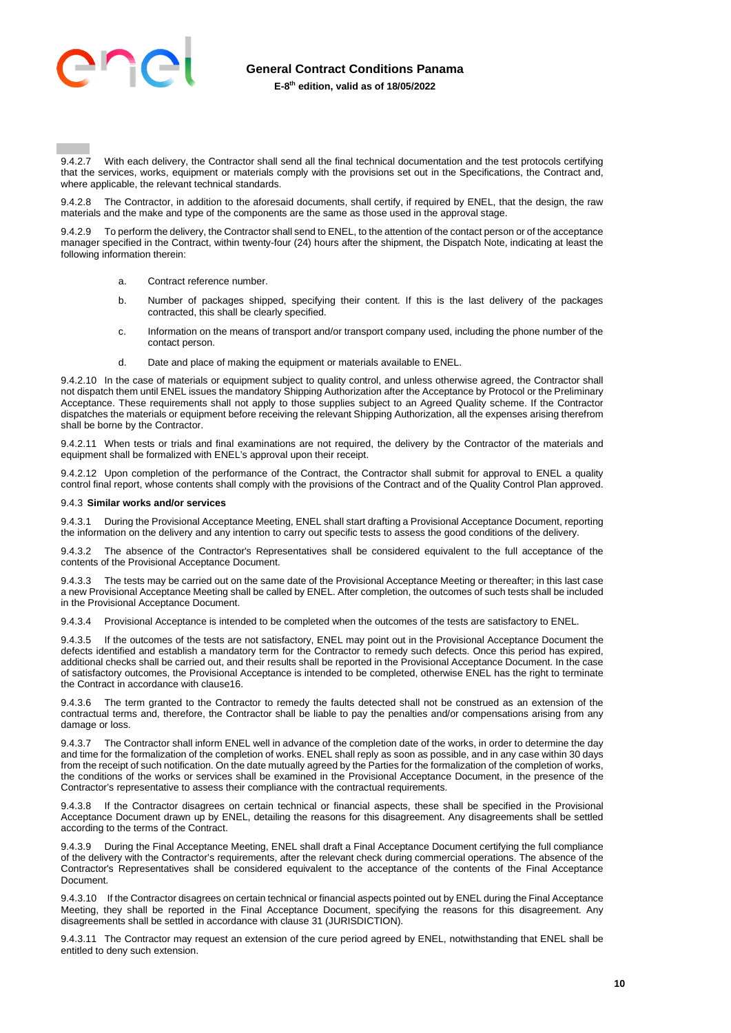9.4.2.7 With each delivery, the Contractor shall send all the final technical documentation and the test protocols certifying that the services, works, equipment or materials comply with the provisions set out in the Specifications, the Contract and, where applicable, the relevant technical standards.

9.4.2.8 The Contractor, in addition to the aforesaid documents, shall certify, if required by ENEL, that the design, the raw materials and the make and type of the components are the same as those used in the approval stage.

9.4.2.9 To perform the delivery, the Contractor shall send to ENEL, to the attention of the contact person or of the acceptance manager specified in the Contract, within twenty-four (24) hours after the shipment, the Dispatch Note, indicating at least the following information therein:

a. Contract reference number.

b. Number of packages shipped, specifying their content. If this is the last delivery of the packages contracted, this shall be clearly specified.

c. Information on the means of transport and/or transport company used, including the phone number of the contact person.

d. Date and place of making the equipment or materials available to ENEL.

9.4.2.10 In the case of materials or equipment subject to quality control, and unless otherwise agreed, the Contractor shall not dispatch them until ENEL issues the mandatory Shipping Authorization after the Acceptance by Protocol or the Preliminary Acceptance. These requirements shall not apply to those supplies subject to an Agreed Quality scheme. If the Contractor dispatches the materials or equipment before receiving the relevant Shipping Authorization, all the expenses arising therefrom shall be borne by the Contractor.

9.4.2.11 When tests or trials and final examinations are not required, the delivery by the Contractor of the materials and equipment shall be formalized with ENEL's approval upon their receipt.

9.4.2.12 Upon completion of the performance of the Contract, the Contractor shall submit for approval to ENEL a quality control final report, whose contents shall comply with the provisions of the Contract and of the Quality Control Plan approved.

9.4.3 **Similar works and/or services**

9.4.3.1 During the Provisional Acceptance Meeting, ENEL shall start drafting a Provisional Acceptance Document, reporting the information on the delivery and any intention to carry out specific tests to assess the good conditions of the delivery.

9.4.3.2 The absence of the Contractor's Representatives shall be considered equivalent to the full acceptance of the contents of the Provisional Acceptance Document.

9.4.3.3 The tests may be carried out on the same date of the Provisional Acceptance Meeting or thereafter; in this last case a new Provisional Acceptance Meeting shall be called by ENEL. After completion, the outcomes of such tests shall be included in the Provisional Acceptance Document.

9.4.3.4 Provisional Acceptance is intended to be completed when the outcomes of the tests are satisfactory to ENEL.

9.4.3.5 If the outcomes of the tests are not satisfactory, ENEL may point out in the Provisional Acceptance Document the defects identified and establish a mandatory term for the Contractor to remedy such defects. Once this period has expired, additional checks shall be carried out, and their results shall be reported in the Provisional Acceptance Document. In the case of satisfactory outcomes, the Provisional Acceptance is intended to be completed, otherwise ENEL has the right to terminate the Contract in accordance with clause16.

9.4.3.6 The term granted to the Contractor to remedy the faults detected shall not be construed as an extension of the contractual terms and, therefore, the Contractor shall be liable to pay the penalties and/or compensations arising from any damage or loss.

9.4.3.7 The Contractor shall inform ENEL well in advance of the completion date of the works, in order to determine the day and time for the formalization of the completion of works. ENEL shall reply as soon as possible, and in any case within 30 days from the receipt of such notification. On the date mutually agreed by the Parties for the formalization of the completion of works, the conditions of the works or services shall be examined in the Provisional Acceptance Document, in the presence of the Contractor's representative to assess their compliance with the contractual requirements.

9.4.3.8 If the Contractor disagrees on certain technical or financial aspects, these shall be specified in the Provisional Acceptance Document drawn up by ENEL, detailing the reasons for this disagreement. Any disagreements shall be settled according to the terms of the Contract.

9.4.3.9 During the Final Acceptance Meeting, ENEL shall draft a Final Acceptance Document certifying the full compliance of the delivery with the Contractor's requirements, after the relevant check during commercial operations. The absence of the Contractor's Representatives shall be considered equivalent to the acceptance of the contents of the Final Acceptance Document.

9.4.3.10 If the Contractor disagrees on certain technical or financial aspects pointed out by ENEL during the Final Acceptance Meeting, they shall be reported in the Final Acceptance Document, specifying the reasons for this disagreement. Any disagreements shall be settled in accordance with clause 31 (JURISDICTION).

9.4.3.11 The Contractor may request an extension of the cure period agreed by ENEL, notwithstanding that ENEL shall be entitled to deny such extension.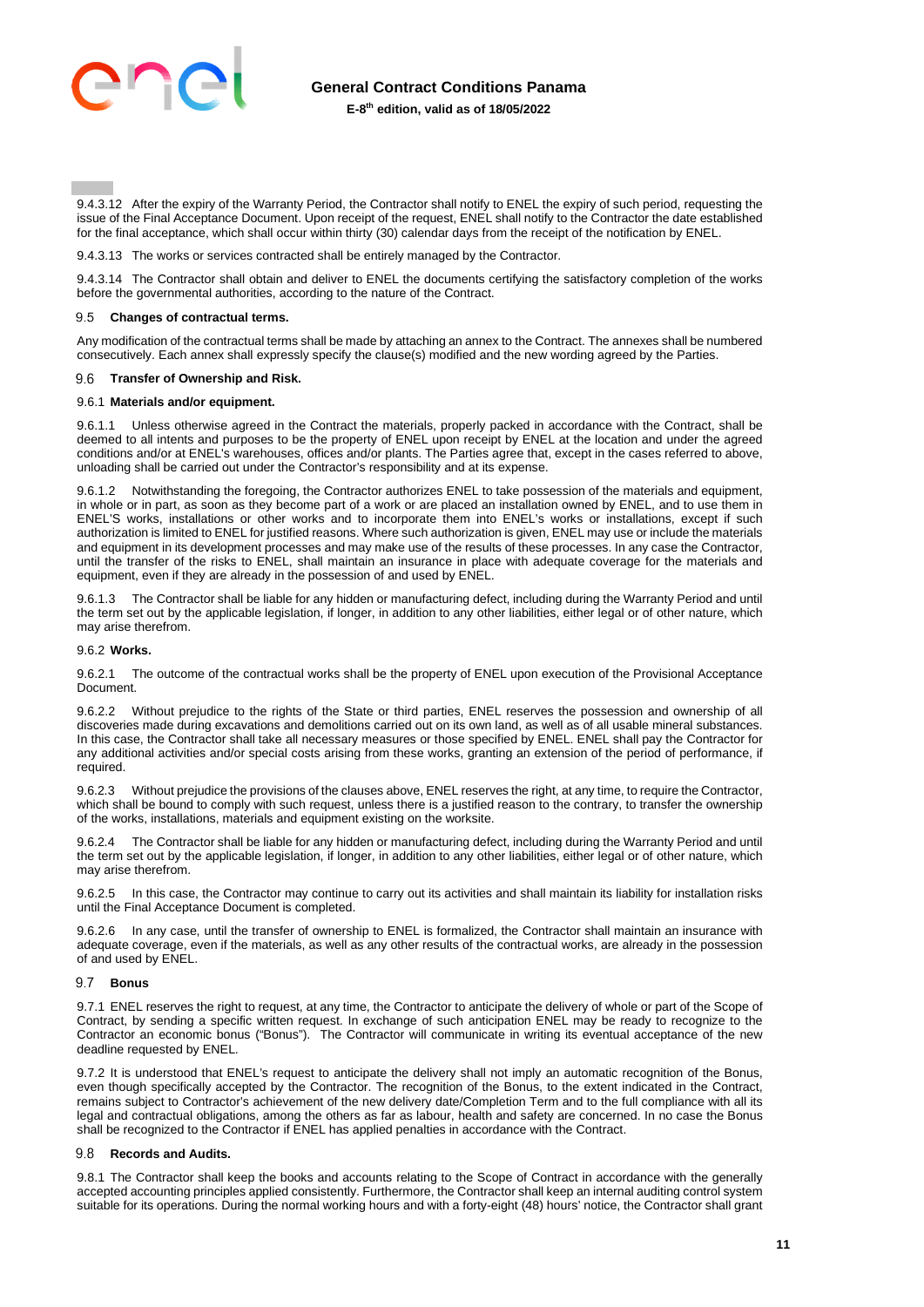9.4.3.12 After the expiry of the Warranty Period, the Contractor shall notify to ENEL the expiry of such period, requesting the issue of the Final Acceptance Document. Upon receipt of the request, ENEL shall notify to the Contractor the date established for the final acceptance, which shall occur within thirty (30) calendar days from the receipt of the notification by ENEL.

9.4.3.13 The works or services contracted shall be entirely managed by the Contractor.

9.4.3.14 The Contractor shall obtain and deliver to ENEL the documents certifying the satisfactory completion of the works before the governmental authorities, according to the nature of the Contract.

## 9.5 Changes of contractual terms.

Any modification of the contractual terms shall be made by attaching an annex to the Contract. The annexes shall be numbered consecutively. Each annex shall expressly specify the clause(s) modified and the new wording agreed by the Parties.

## 9.6 Transfer of Ownership and Risk.

### 9.6.1 Materials and/or equipment.

9.6.1.1 Unless otherwise agreed in the Contract the materials, properly packed in accordance with the Contract, shall be deemed to all intents and purposes to be the property of ENEL upon receipt by ENEL at the location and under the agreed conditions and/or at ENEL's warehouses, offices and/or plants. The Parties agree that, except in the cases referred to above, unloading shall be carried out under the Contractor's responsibility and at its expense.

9.6.1.2 Notwithstanding the foregoing, the Contractor authorizes ENEL to take possession of the materials and equipment, in whole or in part, as soon as they become part of a work or are placed an installation owned by ENEL, and to use them in ENEL'S works, installations or other works and to incorporate them into ENEL's works or installations, except if such authorization is limited to ENEL for justified reasons. Where such authorization is given, ENEL may use or include the materials and equipment in its development processes and may make use of the results of these processes. In any case the Contractor, until the transfer of the risks to ENEL, shall maintain an insurance in place with adequate coverage for the materials and equipment, even if they are already in the possession of and used by ENEL.

9.6.1.3 The Contractor shall be liable for any hidden or manufacturing defect, including during the Warranty Period and until the term set out by the applicable legislation, if longer, in addition to any other liabilities, either legal or of other nature, which may arise therefrom.

### 9.6.2 Works.

9.6.2.1 The outcome of the contractual works shall be the property of ENEL upon execution of the Provisional Acceptance Document.

9.6.2.2 Without prejudice to the rights of the State or third parties, ENEL reserves the possession and ownership of all discoveries made during excavations and demolitions carried out on its own land, as well as of all usable mineral substances. In this case, the Contractor shall take all necessary measures or those specified by ENEL. ENEL shall pay the Contractor for any additional activities and/or special costs arising from these works, granting an extension of the period of performance, if required.

9.6.2.3 Without prejudice the provisions of the clauses above, ENEL reserves the right, at any time, to require the Contractor, which shall be bound to comply with such request, unless there is a justified reason to the contrary, to transfer the ownership of the works, installations, materials and equipment existing on the worksite.

9.6.2.4 The Contractor shall be liable for any hidden or manufacturing defect, including during the Warranty Period and until the term set out by the applicable legislation, if longer, in addition to any other liabilities, either legal or of other nature, which may arise therefrom.

9.6.2.5 In this case, the Contractor may continue to carry out its activities and shall maintain its liability for installation risks until the Final Acceptance Document is completed.

9.6.2.6 In any case, until the transfer of ownership to ENEL is formalized, the Contractor shall maintain an insurance with adequate coverage, even if the materials, as well as any other results of the contractual works, are already in the possession of and used by ENEL.

## 9.7 Bonus

9.7.1 ENEL reserves the right to request, at any time, the Contractor to anticipate the delivery of whole or part of the Scope of Contract, by sending a specific written request. In exchange of such anticipation ENEL may be ready to recognize to the Contractor an economic bonus ("Bonus"). The Contractor will communicate in writing its eventual acceptance of the new deadline requested by ENEL.

9.7.2 It is understood that ENEL's request to anticipate the delivery shall not imply an automatic recognition of the Bonus, even though specifically accepted by the Contractor. The recognition of the Bonus, to the extent indicated in the Contract, remains subject to Contractor's achievement of the new delivery date/Completion Term and to the full compliance with all its legal and contractual obligations, among the others as far as labour, health and safety are concerned. In no case the Bonus shall be recognized to the Contractor if ENEL has applied penalties in accordance with the Contract.

## 9.8 Records and Audits.

9.8.1 The Contractor shall keep the books and accounts relating to the Scope of Contract in accordance with the generally accepted accounting principles applied consistently. Furthermore, the Contractor shall keep an internal auditing control system suitable for its operations. During the normal working hours and with a forty-eight (48) hours' notice, the Contractor shall grant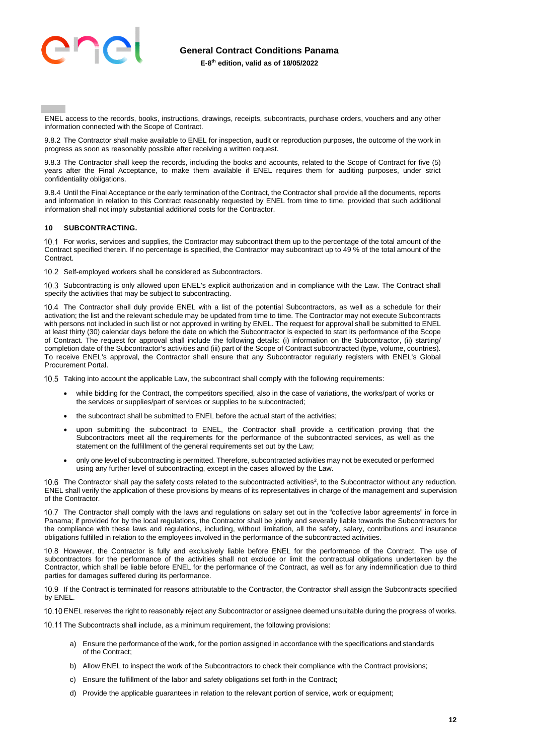ENEL access to the records, books, instructions, drawings, receipts, subcontracts, purchase orders, vouchers and any other information connected with the Scope of Contract.

9.8.2 The Contractor shall make available to ENEL for inspection, audit or reproduction purposes, the outcome of the work in progress as soon as reasonably possible after receiving a written request.

9.8.3 The Contractor shall keep the records, including the books and accounts, related to the Scope of Contract for five (5) years after the Final Acceptance, to make them available if ENEL requires them for auditing purposes, under strict confidentiality obligations.

9.8.4 Until the Final Acceptance or the early termination of the Contract, the Contractor shall provide all the documents, reports and information in relation to this Contract reasonably requested by ENEL from time to time, provided that such additional information shall not imply substantial additional costs for the Contractor.

## 10 SUBCONTRACTING.

10.1 For works, services and supplies, the Contractor may subcontract them up to the percentage of the total amount of the Contract specified therein. If no percentage is specified, the Contractor may subcontract up to 49 % of the total amount of the Contract.

10.2 Self-employed workers shall be considered as Subcontractors.

10.3 Subcontracting is only allowed upon ENEL's explicit authorization and in compliance with the Law. The Contract shall specify the activities that may be subject to subcontracting.

10.4 The Contractor shall duly provide ENEL with a list of the potential Subcontractors, as well as a schedule for their activation; the list and the relevant schedule may be updated from time to time. The Contractor may not execute Subcontracts with persons not included in such list or not approved in writing by ENEL. The request for approval shall be submitted to ENEL at least thirty (30) calendar days before the date on which the Subcontractor is expected to start its performance of the Scope of Contract. The request for approval shall include the following details: (i) information on the Subcontractor, (ii) starting/ completion date of the Subcontractor's activities and (iii) part of the Scope of Contract subcontracted (type, volume, countries). To receive ENEL's approval, the Contractor shall ensure that any Subcontractor regularly registers with ENEL's Global Procurement Portal.

10.5 Taking into account the applicable Law, the subcontract shall comply with the following requirements:

- while bidding for the Contract, the competitors specified, also in the case of variations, the works/part of works or the services or supplies/part of services or supplies to be subcontracted;
- the subcontract shall be submitted to ENEL before the actual start of the activities;
- upon submitting the subcontract to ENEL, the Contractor shall provide a certification proving that the Subcontractors meet all the requirements for the performance of the subcontracted services, as well as the statement on the fulfillment of the general requirements set out by the Law;
- only one level of subcontracting is permitted. Therefore, subcontracted activities may not be executed or performed using any further level of subcontracting, except in the cases allowed by the Law.

10.6 The Contractor shall pay the safety costs related to the subcontracted activities[2], to the Subcontractor without any reduction. ENEL shall verify the application of these provisions by means of its representatives in charge of the management and supervision of the Contractor.

10.7 The Contractor shall comply with the laws and regulations on salary set out in the "collective labor agreements" in force in Panama; if provided for by the local regulations, the Contractor shall be jointly and severally liable towards the Subcontractors for the compliance with these laws and regulations, including, without limitation, all the safety, salary, contributions and insurance obligations fulfilled in relation to the employees involved in the performance of the subcontracted activities.

10.8 However, the Contractor is fully and exclusively liable before ENEL for the performance of the Contract. The use of subcontractors for the performance of the activities shall not exclude or limit the contractual obligations undertaken by the Contractor, which shall be liable before ENEL for the performance of the Contract, as well as for any indemnification due to third parties for damages suffered during its performance.

10.9 If the Contract is terminated for reasons attributable to the Contractor, the Contractor shall assign the Subcontracts specified by ENEL.

10.10 ENEL reserves the right to reasonably reject any Subcontractor or assignee deemed unsuitable during the progress of works.

10.11 The Subcontracts shall include, as a minimum requirement, the following provisions:

a) Ensure the performance of the work, for the portion assigned in accordance with the specifications and standards of the Contract;

b) Allow ENEL to inspect the work of the Subcontractors to check their compliance with the Contract provisions;

c) Ensure the fulfillment of the labor and safety obligations set forth in the Contract;

d) Provide the applicable guarantees in relation to the relevant portion of service, work or equipment;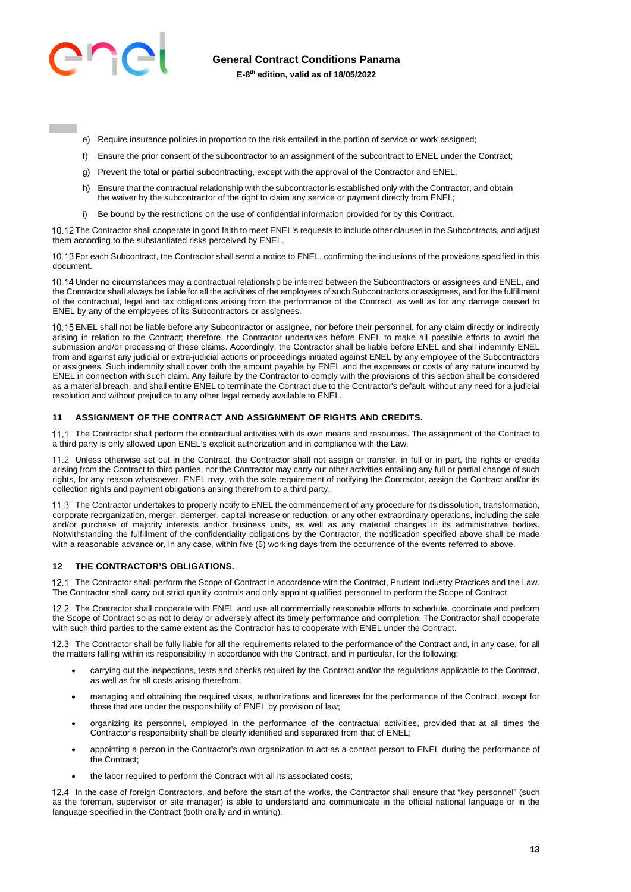e) Require insurance policies in proportion to the risk entailed in the portion of service or work assigned;

f) Ensure the prior consent of the subcontractor to an assignment of the subcontract to ENEL under the Contract;

g) Prevent the total or partial subcontracting, except with the approval of the Contractor and ENEL;

h) Ensure that the contractual relationship with the subcontractor is established only with the Contractor, and obtain the waiver by the subcontractor of the right to claim any service or payment directly from ENEL;

i) Be bound by the restrictions on the use of confidential information provided for by this Contract.

10.12 The Contractor shall cooperate in good faith to meet ENEL's requests to include other clauses in the Subcontracts, and adjust them according to the substantiated risks perceived by ENEL.

10.13 For each Subcontract, the Contractor shall send a notice to ENEL, confirming the inclusions of the provisions specified in this document.

10.14 Under no circumstances may a contractual relationship be inferred between the Subcontractors or assignees and ENEL, and the Contractor shall always be liable for all the activities of the employees of such Subcontractors or assignees, and for the fulfillment of the contractual, legal and tax obligations arising from the performance of the Contract, as well as for any damage caused to ENEL by any of the employees of its Subcontractors or assignees.

10.15 ENEL shall not be liable before any Subcontractor or assignee, nor before their personnel, for any claim directly or indirectly arising in relation to the Contract; therefore, the Contractor undertakes before ENEL to make all possible efforts to avoid the submission and/or processing of these claims. Accordingly, the Contractor shall be liable before ENEL and shall indemnify ENEL from and against any judicial or extra-judicial actions or proceedings initiated against ENEL by any employee of the Subcontractors or assignees. Such indemnity shall cover both the amount payable by ENEL and the expenses or costs of any nature incurred by ENEL in connection with such claim. Any failure by the Contractor to comply with the provisions of this section shall be considered as a material breach, and shall entitle ENEL to terminate the Contract due to the Contractor's default, without any need for a judicial resolution and without prejudice to any other legal remedy available to ENEL.

## 11 ASSIGNMENT OF THE CONTRACT AND ASSIGNMENT OF RIGHTS AND CREDITS.

11.1 The Contractor shall perform the contractual activities with its own means and resources. The assignment of the Contract to a third party is only allowed upon ENEL's explicit authorization and in compliance with the Law.

11.2 Unless otherwise set out in the Contract, the Contractor shall not assign or transfer, in full or in part, the rights or credits arising from the Contract to third parties, nor the Contractor may carry out other activities entailing any full or partial change of such rights, for any reason whatsoever. ENEL may, with the sole requirement of notifying the Contractor, assign the Contract and/or its collection rights and payment obligations arising therefrom to a third party.

11.3 The Contractor undertakes to properly notify to ENEL the commencement of any procedure for its dissolution, transformation, corporate reorganization, merger, demerger, capital increase or reduction, or any other extraordinary operations, including the sale and/or purchase of majority interests and/or business units, as well as any material changes in its administrative bodies. Notwithstanding the fulfillment of the confidentiality obligations by the Contractor, the notification specified above shall be made with a reasonable advance or, in any case, within five (5) working days from the occurrence of the events referred to above.

## 12 THE CONTRACTOR'S OBLIGATIONS.

12.1 The Contractor shall perform the Scope of Contract in accordance with the Contract, Prudent Industry Practices and the Law. The Contractor shall carry out strict quality controls and only appoint qualified personnel to perform the Scope of Contract.

12.2 The Contractor shall cooperate with ENEL and use all commercially reasonable efforts to schedule, coordinate and perform the Scope of Contract so as not to delay or adversely affect its timely performance and completion. The Contractor shall cooperate with such third parties to the same extent as the Contractor has to cooperate with ENEL under the Contract.

12.3 The Contractor shall be fully liable for all the requirements related to the performance of the Contract and, in any case, for all the matters falling within its responsibility in accordance with the Contract, and in particular, for the following:

- carrying out the inspections, tests and checks required by the Contract and/or the regulations applicable to the Contract, as well as for all costs arising therefrom;
- managing and obtaining the required visas, authorizations and licenses for the performance of the Contract, except for those that are under the responsibility of ENEL by provision of law;
- organizing its personnel, employed in the performance of the contractual activities, provided that at all times the Contractor's responsibility shall be clearly identified and separated from that of ENEL;
- appointing a person in the Contractor's own organization to act as a contact person to ENEL during the performance of the Contract;
- the labor required to perform the Contract with all its associated costs;

12.4 In the case of foreign Contractors, and before the start of the works, the Contractor shall ensure that "key personnel" (such as the foreman, supervisor or site manager) is able to understand and communicate in the official national language or in the language specified in the Contract (both orally and in writing).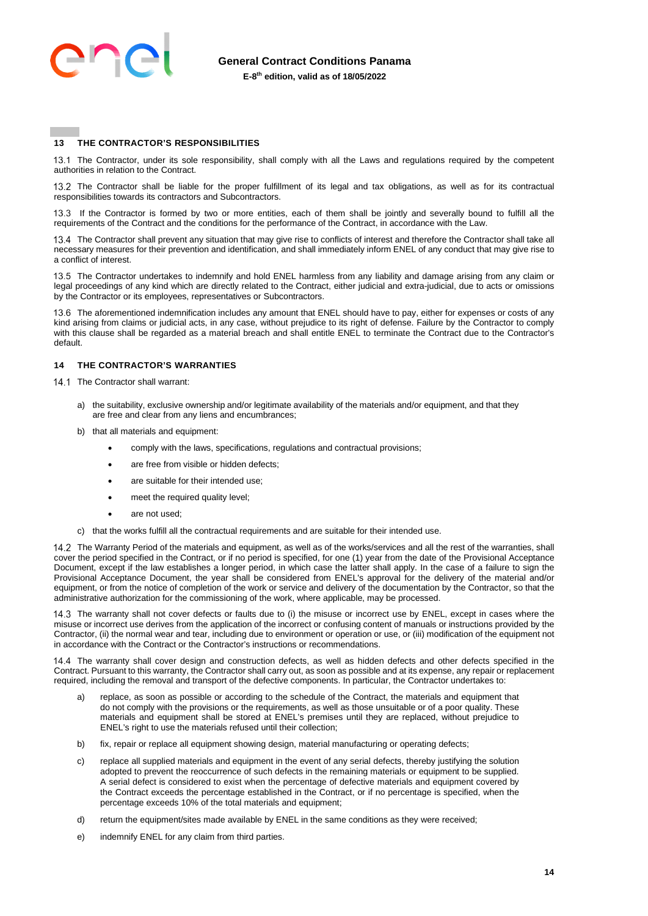## 13 THE CONTRACTOR'S RESPONSIBILITIES

13.1 The Contractor, under its sole responsibility, shall comply with all the Laws and regulations required by the competent authorities in relation to the Contract.

13.2 The Contractor shall be liable for the proper fulfillment of its legal and tax obligations, as well as for its contractual responsibilities towards its contractors and Subcontractors.

13.3 If the Contractor is formed by two or more entities, each of them shall be jointly and severally bound to fulfill all the requirements of the Contract and the conditions for the performance of the Contract, in accordance with the Law.

13.4 The Contractor shall prevent any situation that may give rise to conflicts of interest and therefore the Contractor shall take all necessary measures for their prevention and identification, and shall immediately inform ENEL of any conduct that may give rise to a conflict of interest.

13.5 The Contractor undertakes to indemnify and hold ENEL harmless from any liability and damage arising from any claim or legal proceedings of any kind which are directly related to the Contract, either judicial and extra-judicial, due to acts or omissions by the Contractor or its employees, representatives or Subcontractors.

13.6 The aforementioned indemnification includes any amount that ENEL should have to pay, either for expenses or costs of any kind arising from claims or judicial acts, in any case, without prejudice to its right of defense. Failure by the Contractor to comply with this clause shall be regarded as a material breach and shall entitle ENEL to terminate the Contract due to the Contractor's default.

## 14 THE CONTRACTOR'S WARRANTIES

14.1 The Contractor shall warrant:

a) the suitability, exclusive ownership and/or legitimate availability of the materials and/or equipment, and that they are free and clear from any liens and encumbrances;

b) that all materials and equipment:
   - comply with the laws, specifications, regulations and contractual provisions;
   - are free from visible or hidden defects;
   - are suitable for their intended use;
   - meet the required quality level;
   - are not used;

c) that the works fulfill all the contractual requirements and are suitable for their intended use.

14.2 The Warranty Period of the materials and equipment, as well as of the works/services and all the rest of the warranties, shall cover the period specified in the Contract, or if no period is specified, for one (1) year from the date of the Provisional Acceptance Document, except if the law establishes a longer period, in which case the latter shall apply. In the case of a failure to sign the Provisional Acceptance Document, the year shall be considered from ENEL's approval for the delivery of the material and/or equipment, or from the notice of completion of the work or service and delivery of the documentation by the Contractor, so that the administrative authorization for the commissioning of the work, where applicable, may be processed.

14.3 The warranty shall not cover defects or faults due to (i) the misuse or incorrect use by ENEL, except in cases where the misuse or incorrect use derives from the application of the incorrect or confusing content of manuals or instructions provided by the Contractor, (ii) the normal wear and tear, including due to environment or operation or use, or (iii) modification of the equipment not in accordance with the Contract or the Contractor's instructions or recommendations.

14.4 The warranty shall cover design and construction defects, as well as hidden defects and other defects specified in the Contract. Pursuant to this warranty, the Contractor shall carry out, as soon as possible and at its expense, any repair or replacement required, including the removal and transport of the defective components. In particular, the Contractor undertakes to:

a) replace, as soon as possible or according to the schedule of the Contract, the materials and equipment that do not comply with the provisions or the requirements, as well as those unsuitable or of a poor quality. These materials and equipment shall be stored at ENEL's premises until they are replaced, without prejudice to ENEL's right to use the materials refused until their collection;

b) fix, repair or replace all equipment showing design, material manufacturing or operating defects;

c) replace all supplied materials and equipment in the event of any serial defects, thereby justifying the solution adopted to prevent the reoccurrence of such defects in the remaining materials or equipment to be supplied. A serial defect is considered to exist when the percentage of defective materials and equipment covered by the Contract exceeds the percentage established in the Contract, or if no percentage is specified, when the percentage exceeds 10% of the total materials and equipment;

d) return the equipment/sites made available by ENEL in the same conditions as they were received;

e) indemnify ENEL for any claim from third parties.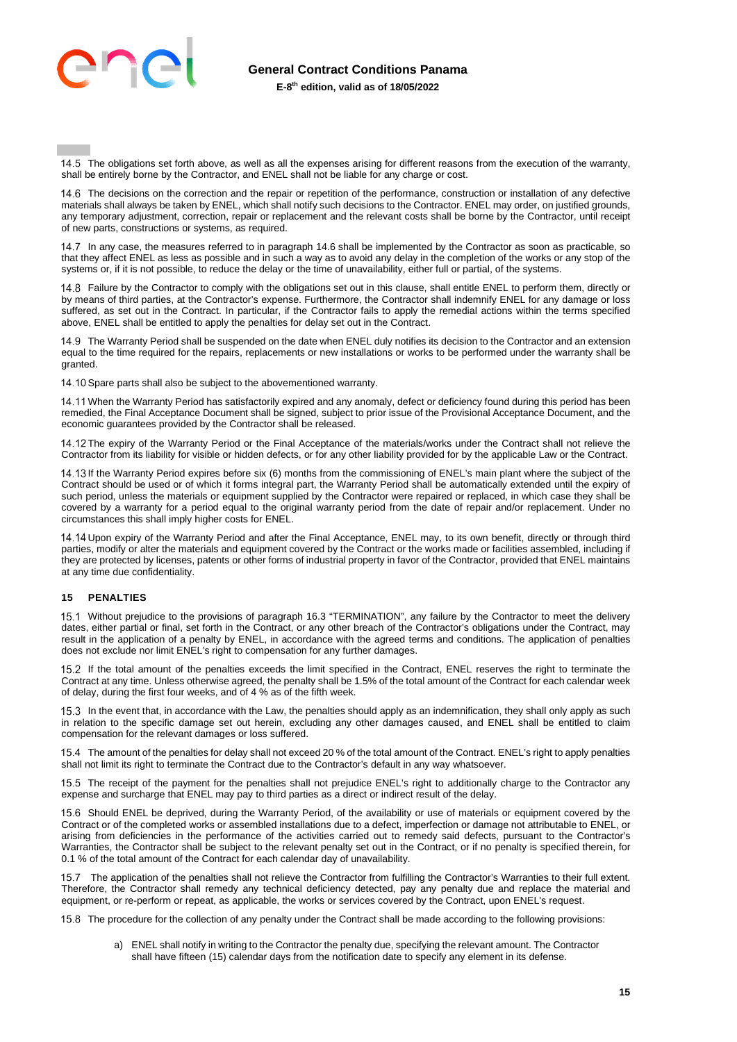14.5 The obligations set forth above, as well as all the expenses arising for different reasons from the execution of the warranty, shall be entirely borne by the Contractor, and ENEL shall not be liable for any charge or cost.

14.6 The decisions on the correction and the repair or repetition of the performance, construction or installation of any defective materials shall always be taken by ENEL, which shall notify such decisions to the Contractor. ENEL may order, on justified grounds, any temporary adjustment, correction, repair or replacement and the relevant costs shall be borne by the Contractor, until receipt of new parts, constructions or systems, as required.

14.7 In any case, the measures referred to in paragraph 14.6 shall be implemented by the Contractor as soon as practicable, so that they affect ENEL as less as possible and in such a way as to avoid any delay in the completion of the works or any stop of the systems or, if it is not possible, to reduce the delay or the time of unavailability, either full or partial, of the systems.

14.8 Failure by the Contractor to comply with the obligations set out in this clause, shall entitle ENEL to perform them, directly or by means of third parties, at the Contractor's expense. Furthermore, the Contractor shall indemnify ENEL for any damage or loss suffered, as set out in the Contract. In particular, if the Contractor fails to apply the remedial actions within the terms specified above, ENEL shall be entitled to apply the penalties for delay set out in the Contract.

14.9 The Warranty Period shall be suspended on the date when ENEL duly notifies its decision to the Contractor and an extension equal to the time required for the repairs, replacements or new installations or works to be performed under the warranty shall be granted.

14.10 Spare parts shall also be subject to the abovementioned warranty.

14.11 When the Warranty Period has satisfactorily expired and any anomaly, defect or deficiency found during this period has been remedied, the Final Acceptance Document shall be signed, subject to prior issue of the Provisional Acceptance Document, and the economic guarantees provided by the Contractor shall be released.

14.12 The expiry of the Warranty Period or the Final Acceptance of the materials/works under the Contract shall not relieve the Contractor from its liability for visible or hidden defects, or for any other liability provided for by the applicable Law or the Contract.

14.13 If the Warranty Period expires before six (6) months from the commissioning of ENEL's main plant where the subject of the Contract should be used or of which it forms integral part, the Warranty Period shall be automatically extended until the expiry of such period, unless the materials or equipment supplied by the Contractor were repaired or replaced, in which case they shall be covered by a warranty for a period equal to the original warranty period from the date of repair and/or replacement. Under no circumstances this shall imply higher costs for ENEL.

14.14 Upon expiry of the Warranty Period and after the Final Acceptance, ENEL may, to its own benefit, directly or through third parties, modify or alter the materials and equipment covered by the Contract or the works made or facilities assembled, including if they are protected by licenses, patents or other forms of industrial property in favor of the Contractor, provided that ENEL maintains at any time due confidentiality.

## 15 PENALTIES

15.1 Without prejudice to the provisions of paragraph 16.3 "TERMINATION", any failure by the Contractor to meet the delivery dates, either partial or final, set forth in the Contract, or any other breach of the Contractor's obligations under the Contract, may result in the application of a penalty by ENEL, in accordance with the agreed terms and conditions. The application of penalties does not exclude nor limit ENEL's right to compensation for any further damages.

15.2 If the total amount of the penalties exceeds the limit specified in the Contract, ENEL reserves the right to terminate the Contract at any time. Unless otherwise agreed, the penalty shall be 1.5% of the total amount of the Contract for each calendar week of delay, during the first four weeks, and of 4 % as of the fifth week.

15.3 In the event that, in accordance with the Law, the penalties should apply as an indemnification, they shall only apply as such in relation to the specific damage set out herein, excluding any other damages caused, and ENEL shall be entitled to claim compensation for the relevant damages or loss suffered.

15.4 The amount of the penalties for delay shall not exceed 20 % of the total amount of the Contract. ENEL's right to apply penalties shall not limit its right to terminate the Contract due to the Contractor's default in any way whatsoever.

15.5 The receipt of the payment for the penalties shall not prejudice ENEL's right to additionally charge to the Contractor any expense and surcharge that ENEL may pay to third parties as a direct or indirect result of the delay.

15.6 Should ENEL be deprived, during the Warranty Period, of the availability or use of materials or equipment covered by the Contract or of the completed works or assembled installations due to a defect, imperfection or damage not attributable to ENEL, or arising from deficiencies in the performance of the activities carried out to remedy said defects, pursuant to the Contractor's Warranties, the Contractor shall be subject to the relevant penalty set out in the Contract, or if no penalty is specified therein, for 0.1 % of the total amount of the Contract for each calendar day of unavailability.

15.7 The application of the penalties shall not relieve the Contractor from fulfilling the Contractor's Warranties to their full extent. Therefore, the Contractor shall remedy any technical deficiency detected, pay any penalty due and replace the material and equipment, or re-perform or repeat, as applicable, the works or services covered by the Contract, upon ENEL's request.

15.8 The procedure for the collection of any penalty under the Contract shall be made according to the following provisions:

a) ENEL shall notify in writing to the Contractor the penalty due, specifying the relevant amount. The Contractor shall have fifteen (15) calendar days from the notification date to specify any element in its defense.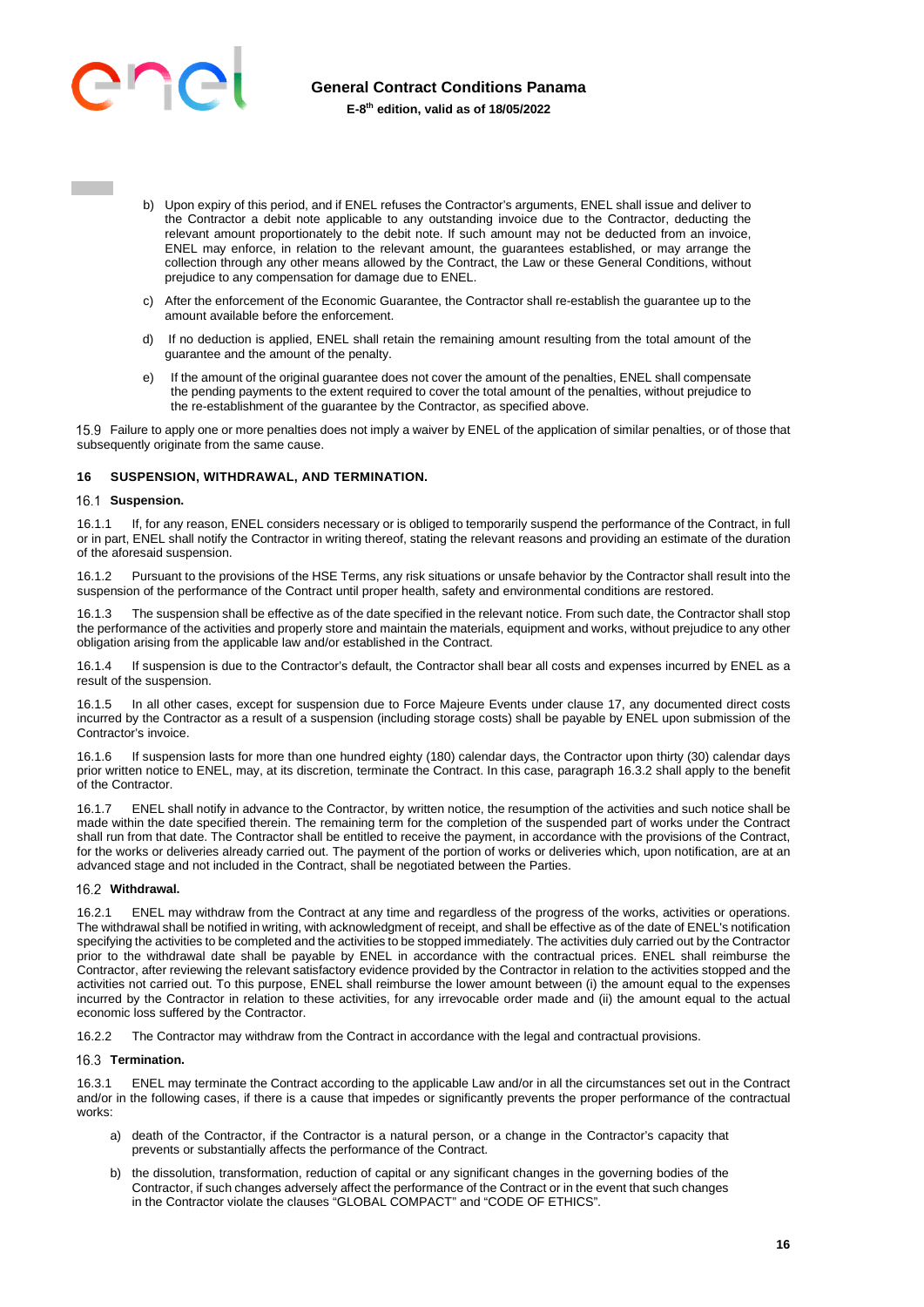b) Upon expiry of this period, and if ENEL refuses the Contractor's arguments, ENEL shall issue and deliver to the Contractor a debit note applicable to any outstanding invoice due to the Contractor, deducting the relevant amount proportionately to the debit note. If such amount may not be deducted from an invoice, ENEL may enforce, in relation to the relevant amount, the guarantees established, or may arrange the collection through any other means allowed by the Contract, the Law or these General Conditions, without prejudice to any compensation for damage due to ENEL.

c) After the enforcement of the Economic Guarantee, the Contractor shall re-establish the guarantee up to the amount available before the enforcement.

d) If no deduction is applied, ENEL shall retain the remaining amount resulting from the total amount of the guarantee and the amount of the penalty.

e) If the amount of the original guarantee does not cover the amount of the penalties, ENEL shall compensate the pending payments to the extent required to cover the total amount of the penalties, without prejudice to the re-establishment of the guarantee by the Contractor, as specified above.

15.9 Failure to apply one or more penalties does not imply a waiver by ENEL of the application of similar penalties, or of those that subsequently originate from the same cause.

## 16 SUSPENSION, WITHDRAWAL, AND TERMINATION.

### 16.1 Suspension.

16.1.1 If, for any reason, ENEL considers necessary or is obliged to temporarily suspend the performance of the Contract, in full or in part, ENEL shall notify the Contractor in writing thereof, stating the relevant reasons and providing an estimate of the duration of the aforesaid suspension.

16.1.2 Pursuant to the provisions of the HSE Terms, any risk situations or unsafe behavior by the Contractor shall result into the suspension of the performance of the Contract until proper health, safety and environmental conditions are restored.

16.1.3 The suspension shall be effective as of the date specified in the relevant notice. From such date, the Contractor shall stop the performance of the activities and properly store and maintain the materials, equipment and works, without prejudice to any other obligation arising from the applicable law and/or established in the Contract.

16.1.4 If suspension is due to the Contractor's default, the Contractor shall bear all costs and expenses incurred by ENEL as a result of the suspension.

16.1.5 In all other cases, except for suspension due to Force Majeure Events under clause 17, any documented direct costs incurred by the Contractor as a result of a suspension (including storage costs) shall be payable by ENEL upon submission of the Contractor's invoice.

16.1.6 If suspension lasts for more than one hundred eighty (180) calendar days, the Contractor upon thirty (30) calendar days prior written notice to ENEL, may, at its discretion, terminate the Contract. In this case, paragraph 16.3.2 shall apply to the benefit of the Contractor.

16.1.7 ENEL shall notify in advance to the Contractor, by written notice, the resumption of the activities and such notice shall be made within the date specified therein. The remaining term for the completion of the suspended part of works under the Contract shall run from that date. The Contractor shall be entitled to receive the payment, in accordance with the provisions of the Contract, for the works or deliveries already carried out. The payment of the portion of works or deliveries which, upon notification, are at an advanced stage and not included in the Contract, shall be negotiated between the Parties.

### 16.2 Withdrawal.

16.2.1 ENEL may withdraw from the Contract at any time and regardless of the progress of the works, activities or operations. The withdrawal shall be notified in writing, with acknowledgment of receipt, and shall be effective as of the date of ENEL's notification specifying the activities to be completed and the activities to be stopped immediately. The activities duly carried out by the Contractor prior to the withdrawal date shall be payable by ENEL in accordance with the contractual prices. ENEL shall reimburse the Contractor, after reviewing the relevant satisfactory evidence provided by the Contractor in relation to the activities stopped and the activities not carried out. To this purpose, ENEL shall reimburse the lower amount between (i) the amount equal to the expenses incurred by the Contractor in relation to these activities, for any irrevocable order made and (ii) the amount equal to the actual economic loss suffered by the Contractor.

16.2.2 The Contractor may withdraw from the Contract in accordance with the legal and contractual provisions.

### 16.3 Termination.

16.3.1 ENEL may terminate the Contract according to the applicable Law and/or in all the circumstances set out in the Contract and/or in the following cases, if there is a cause that impedes or significantly prevents the proper performance of the contractual works:

a) death of the Contractor, if the Contractor is a natural person, or a change in the Contractor's capacity that prevents or substantially affects the performance of the Contract.

b) the dissolution, transformation, reduction of capital or any significant changes in the governing bodies of the Contractor, if such changes adversely affect the performance of the Contract or in the event that such changes in the Contractor violate the clauses "GLOBAL COMPACT" and "CODE OF ETHICS".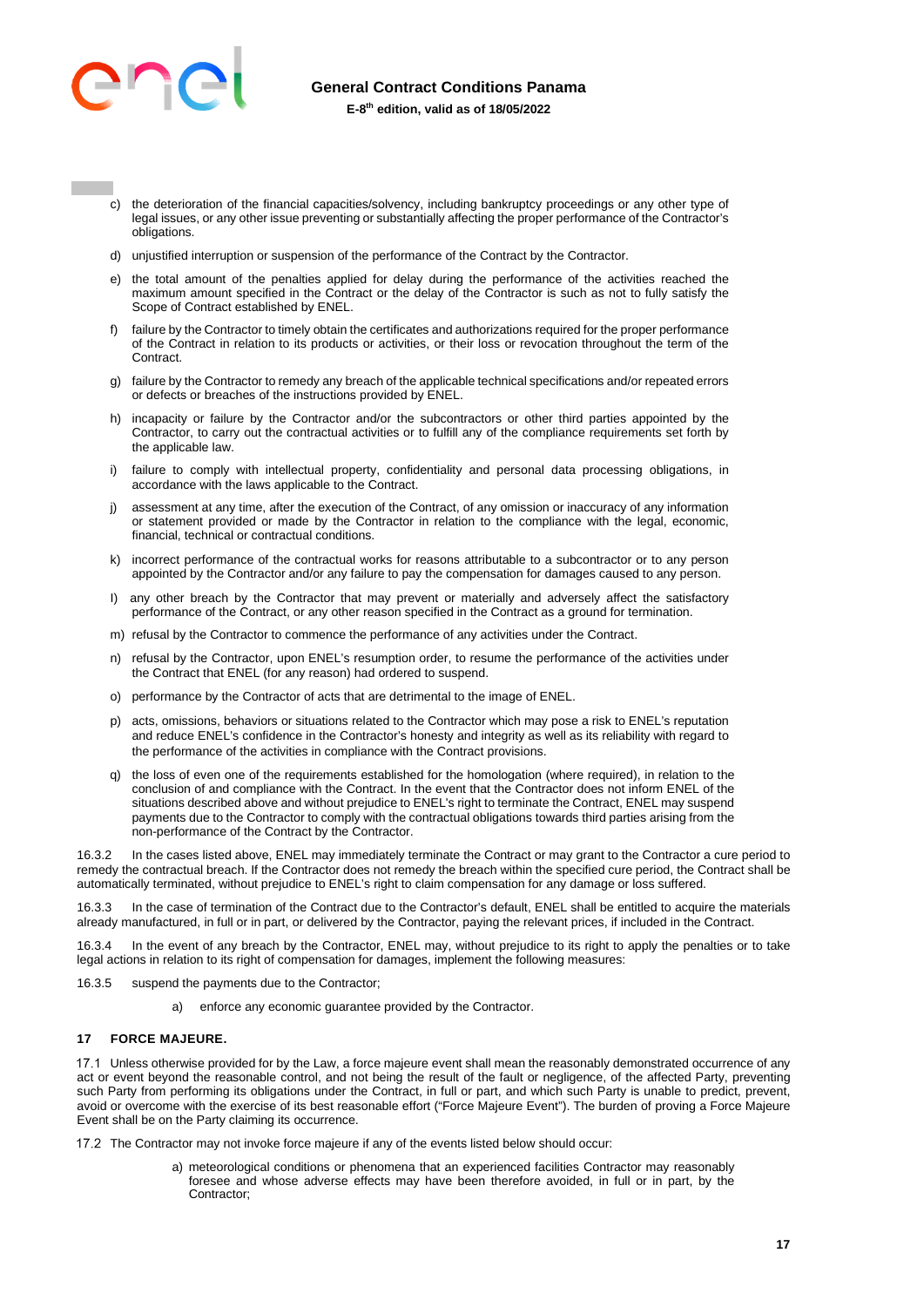c) the deterioration of the financial capacities/solvency, including bankruptcy proceedings or any other type of legal issues, or any other issue preventing or substantially affecting the proper performance of the Contractor's obligations.

d) unjustified interruption or suspension of the performance of the Contract by the Contractor.

e) the total amount of the penalties applied for delay during the performance of the activities reached the maximum amount specified in the Contract or the delay of the Contractor is such as not to fully satisfy the Scope of Contract established by ENEL.

f) failure by the Contractor to timely obtain the certificates and authorizations required for the proper performance of the Contract in relation to its products or activities, or their loss or revocation throughout the term of the Contract.

g) failure by the Contractor to remedy any breach of the applicable technical specifications and/or repeated errors or defects or breaches of the instructions provided by ENEL.

h) incapacity or failure by the Contractor and/or the subcontractors or other third parties appointed by the Contractor, to carry out the contractual activities or to fulfill any of the compliance requirements set forth by the applicable law.

i) failure to comply with intellectual property, confidentiality and personal data processing obligations, in accordance with the laws applicable to the Contract.

j) assessment at any time, after the execution of the Contract, of any omission or inaccuracy of any information or statement provided or made by the Contractor in relation to the compliance with the legal, economic, financial, technical or contractual conditions.

k) incorrect performance of the contractual works for reasons attributable to a subcontractor or to any person appointed by the Contractor and/or any failure to pay the compensation for damages caused to any person.

l) any other breach by the Contractor that may prevent or materially and adversely affect the satisfactory performance of the Contract, or any other reason specified in the Contract as a ground for termination.

m) refusal by the Contractor to commence the performance of any activities under the Contract.

n) refusal by the Contractor, upon ENEL's resumption order, to resume the performance of the activities under the Contract that ENEL (for any reason) had ordered to suspend.

o) performance by the Contractor of acts that are detrimental to the image of ENEL.

p) acts, omissions, behaviors or situations related to the Contractor which may pose a risk to ENEL's reputation and reduce ENEL's confidence in the Contractor's honesty and integrity as well as its reliability with regard to the performance of the activities in compliance with the Contract provisions.

q) the loss of even one of the requirements established for the homologation (where required), in relation to the conclusion of and compliance with the Contract. In the event that the Contractor does not inform ENEL of the situations described above and without prejudice to ENEL's right to terminate the Contract, ENEL may suspend payments due to the Contractor to comply with the contractual obligations towards third parties arising from the non-performance of the Contract by the Contractor.

16.3.2 In the cases listed above, ENEL may immediately terminate the Contract or may grant to the Contractor a cure period to remedy the contractual breach. If the Contractor does not remedy the breach within the specified cure period, the Contract shall be automatically terminated, without prejudice to ENEL's right to claim compensation for any damage or loss suffered.

16.3.3 In the case of termination of the Contract due to the Contractor's default, ENEL shall be entitled to acquire the materials already manufactured, in full or in part, or delivered by the Contractor, paying the relevant prices, if included in the Contract.

16.3.4 In the event of any breach by the Contractor, ENEL may, without prejudice to its right to apply the penalties or to take legal actions in relation to its right of compensation for damages, implement the following measures:

16.3.5 suspend the payments due to the Contractor;

a) enforce any economic guarantee provided by the Contractor.

## 17 FORCE MAJEURE.

17.1 Unless otherwise provided for by the Law, a force majeure event shall mean the reasonably demonstrated occurrence of any act or event beyond the reasonable control, and not being the result of the fault or negligence, of the affected Party, preventing such Party from performing its obligations under the Contract, in full or part, and which such Party is unable to predict, prevent, avoid or overcome with the exercise of its best reasonable effort ("Force Majeure Event"). The burden of proving a Force Majeure Event shall be on the Party claiming its occurrence.

17.2 The Contractor may not invoke force majeure if any of the events listed below should occur:

a) meteorological conditions or phenomena that an experienced facilities Contractor may reasonably foresee and whose adverse effects may have been therefore avoided, in full or in part, by the Contractor;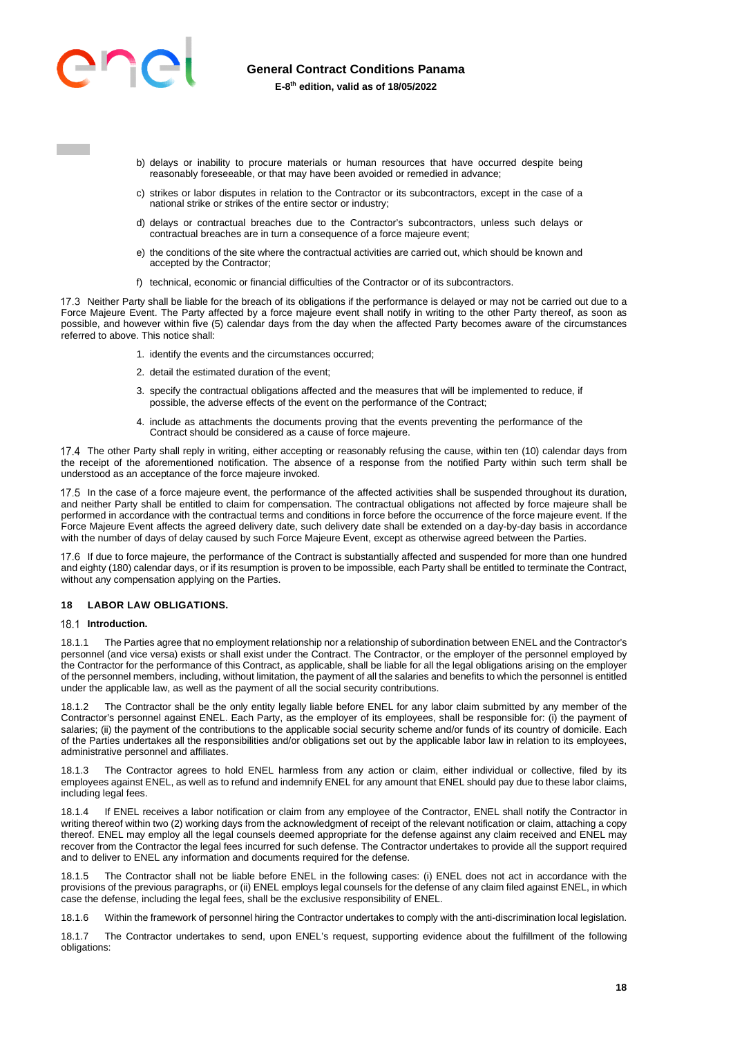b) delays or inability to procure materials or human resources that have occurred despite being reasonably foreseeable, or that may have been avoided or remedied in advance;

c) strikes or labor disputes in relation to the Contractor or its subcontractors, except in the case of a national strike or strikes of the entire sector or industry;

d) delays or contractual breaches due to the Contractor's subcontractors, unless such delays or contractual breaches are in turn a consequence of a force majeure event;

e) the conditions of the site where the contractual activities are carried out, which should be known and accepted by the Contractor;

f) technical, economic or financial difficulties of the Contractor or of its subcontractors.

17.3 Neither Party shall be liable for the breach of its obligations if the performance is delayed or may not be carried out due to a Force Majeure Event. The Party affected by a force majeure event shall notify in writing to the other Party thereof, as soon as possible, and however within five (5) calendar days from the day when the affected Party becomes aware of the circumstances referred to above. This notice shall:

1. identify the events and the circumstances occurred;
2. detail the estimated duration of the event;
3. specify the contractual obligations affected and the measures that will be implemented to reduce, if possible, the adverse effects of the event on the performance of the Contract;
4. include as attachments the documents proving that the events preventing the performance of the Contract should be considered as a cause of force majeure.

17.4 The other Party shall reply in writing, either accepting or reasonably refusing the cause, within ten (10) calendar days from the receipt of the aforementioned notification. The absence of a response from the notified Party within such term shall be understood as an acceptance of the force majeure invoked.

17.5 In the case of a force majeure event, the performance of the affected activities shall be suspended throughout its duration, and neither Party shall be entitled to claim for compensation. The contractual obligations not affected by force majeure shall be performed in accordance with the contractual terms and conditions in force before the occurrence of the force majeure event. If the Force Majeure Event affects the agreed delivery date, such delivery date shall be extended on a day-by-day basis in accordance with the number of days of delay caused by such Force Majeure Event, except as otherwise agreed between the Parties.

17.6 If due to force majeure, the performance of the Contract is substantially affected and suspended for more than one hundred and eighty (180) calendar days, or if its resumption is proven to be impossible, each Party shall be entitled to terminate the Contract, without any compensation applying on the Parties.

## 18 LABOR LAW OBLIGATIONS.

### 18.1 Introduction.

18.1.1 The Parties agree that no employment relationship nor a relationship of subordination between ENEL and the Contractor's personnel (and vice versa) exists or shall exist under the Contract. The Contractor, or the employer of the personnel employed by the Contractor for the performance of this Contract, as applicable, shall be liable for all the legal obligations arising on the employer of the personnel members, including, without limitation, the payment of all the salaries and benefits to which the personnel is entitled under the applicable law, as well as the payment of all the social security contributions.

18.1.2 The Contractor shall be the only entity legally liable before ENEL for any labor claim submitted by any member of the Contractor's personnel against ENEL. Each Party, as the employer of its employees, shall be responsible for: (i) the payment of salaries; (ii) the payment of the contributions to the applicable social security scheme and/or funds of its country of domicile. Each of the Parties undertakes all the responsibilities and/or obligations set out by the applicable labor law in relation to its employees, administrative personnel and affiliates.

18.1.3 The Contractor agrees to hold ENEL harmless from any action or claim, either individual or collective, filed by its employees against ENEL, as well as to refund and indemnify ENEL for any amount that ENEL should pay due to these labor claims, including legal fees.

18.1.4 If ENEL receives a labor notification or claim from any employee of the Contractor, ENEL shall notify the Contractor in writing thereof within two (2) working days from the acknowledgment of receipt of the relevant notification or claim, attaching a copy thereof. ENEL may employ all the legal counsels deemed appropriate for the defense against any claim received and ENEL may recover from the Contractor the legal fees incurred for such defense. The Contractor undertakes to provide all the support required and to deliver to ENEL any information and documents required for the defense.

18.1.5 The Contractor shall not be liable before ENEL in the following cases: (i) ENEL does not act in accordance with the provisions of the previous paragraphs, or (ii) ENEL employs legal counsels for the defense of any claim filed against ENEL, in which case the defense, including the legal fees, shall be the exclusive responsibility of ENEL.

18.1.6 Within the framework of personnel hiring the Contractor undertakes to comply with the anti-discrimination local legislation.

18.1.7 The Contractor undertakes to send, upon ENEL's request, supporting evidence about the fulfillment of the following obligations: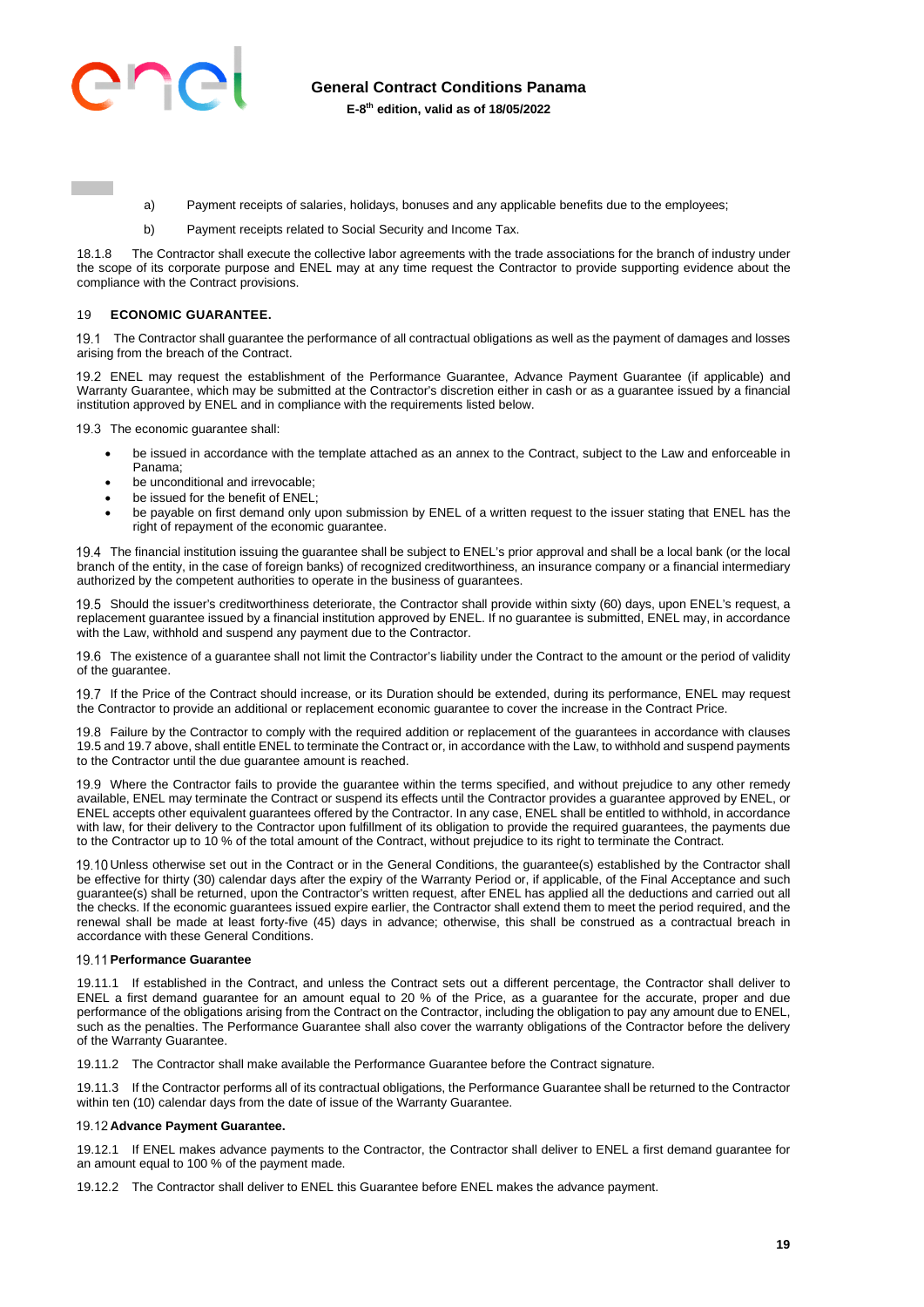a) Payment receipts of salaries, holidays, bonuses and any applicable benefits due to the employees;

b) Payment receipts related to Social Security and Income Tax.

18.1.8 The Contractor shall execute the collective labor agreements with the trade associations for the branch of industry under the scope of its corporate purpose and ENEL may at any time request the Contractor to provide supporting evidence about the compliance with the Contract provisions.

## 19 ECONOMIC GUARANTEE.

19.1 The Contractor shall guarantee the performance of all contractual obligations as well as the payment of damages and losses arising from the breach of the Contract.

19.2 ENEL may request the establishment of the Performance Guarantee, Advance Payment Guarantee (if applicable) and Warranty Guarantee, which may be submitted at the Contractor's discretion either in cash or as a guarantee issued by a financial institution approved by ENEL and in compliance with the requirements listed below.

19.3 The economic guarantee shall:

- be issued in accordance with the template attached as an annex to the Contract, subject to the Law and enforceable in Panama;
- be unconditional and irrevocable;
- be issued for the benefit of ENEL;
- be payable on first demand only upon submission by ENEL of a written request to the issuer stating that ENEL has the right of repayment of the economic guarantee.

19.4 The financial institution issuing the guarantee shall be subject to ENEL's prior approval and shall be a local bank (or the local branch of the entity, in the case of foreign banks) of recognized creditworthiness, an insurance company or a financial intermediary authorized by the competent authorities to operate in the business of guarantees.

19.5 Should the issuer's creditworthiness deteriorate, the Contractor shall provide within sixty (60) days, upon ENEL's request, a replacement guarantee issued by a financial institution approved by ENEL. If no guarantee is submitted, ENEL may, in accordance with the Law, withhold and suspend any payment due to the Contractor.

19.6 The existence of a guarantee shall not limit the Contractor's liability under the Contract to the amount or the period of validity of the guarantee.

19.7 If the Price of the Contract should increase, or its Duration should be extended, during its performance, ENEL may request the Contractor to provide an additional or replacement economic guarantee to cover the increase in the Contract Price.

19.8 Failure by the Contractor to comply with the required addition or replacement of the guarantees in accordance with clauses 19.5 and 19.7 above, shall entitle ENEL to terminate the Contract or, in accordance with the Law, to withhold and suspend payments to the Contractor until the due guarantee amount is reached.

19.9 Where the Contractor fails to provide the guarantee within the terms specified, and without prejudice to any other remedy available, ENEL may terminate the Contract or suspend its effects until the Contractor provides a guarantee approved by ENEL, or ENEL accepts other equivalent guarantees offered by the Contractor. In any case, ENEL shall be entitled to withhold, in accordance with law, for their delivery to the Contractor upon fulfillment of its obligation to provide the required guarantees, the payments due to the Contractor up to 10 % of the total amount of the Contract, without prejudice to its right to terminate the Contract.

19.10 Unless otherwise set out in the Contract or in the General Conditions, the guarantee(s) established by the Contractor shall be effective for thirty (30) calendar days after the expiry of the Warranty Period or, if applicable, of the Final Acceptance and such guarantee(s) shall be returned, upon the Contractor's written request, after ENEL has applied all the deductions and carried out all the checks. If the economic guarantees issued expire earlier, the Contractor shall extend them to meet the period required, and the renewal shall be made at least forty-five (45) days in advance; otherwise, this shall be construed as a contractual breach in accordance with these General Conditions.

### 19.11 Performance Guarantee

19.11.1 If established in the Contract, and unless the Contract sets out a different percentage, the Contractor shall deliver to ENEL a first demand guarantee for an amount equal to 20 % of the Price, as a guarantee for the accurate, proper and due performance of the obligations arising from the Contract on the Contractor, including the obligation to pay any amount due to ENEL, such as the penalties. The Performance Guarantee shall also cover the warranty obligations of the Contractor before the delivery of the Warranty Guarantee.

19.11.2 The Contractor shall make available the Performance Guarantee before the Contract signature.

19.11.3 If the Contractor performs all of its contractual obligations, the Performance Guarantee shall be returned to the Contractor within ten (10) calendar days from the date of issue of the Warranty Guarantee.

### 19.12 Advance Payment Guarantee.

19.12.1 If ENEL makes advance payments to the Contractor, the Contractor shall deliver to ENEL a first demand guarantee for an amount equal to 100 % of the payment made.

19.12.2 The Contractor shall deliver to ENEL this Guarantee before ENEL makes the advance payment.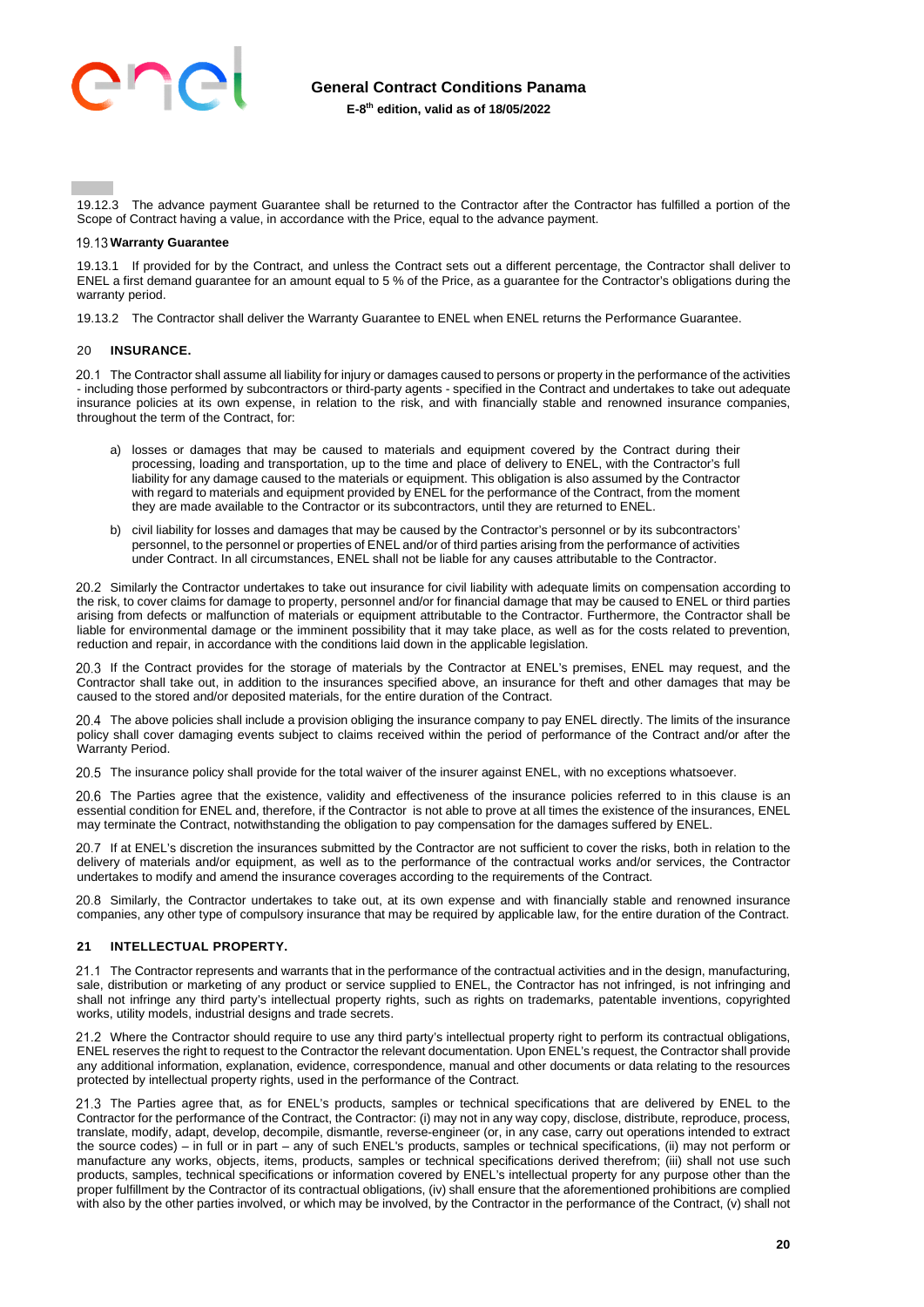19.12.3 The advance payment Guarantee shall be returned to the Contractor after the Contractor has fulfilled a portion of the Scope of Contract having a value, in accordance with the Price, equal to the advance payment.

### 19.13 Warranty Guarantee

19.13.1 If provided for by the Contract, and unless the Contract sets out a different percentage, the Contractor shall deliver to ENEL a first demand guarantee for an amount equal to 5 % of the Price, as a guarantee for the Contractor's obligations during the warranty period.

19.13.2 The Contractor shall deliver the Warranty Guarantee to ENEL when ENEL returns the Performance Guarantee.

## 20 INSURANCE.

20.1 The Contractor shall assume all liability for injury or damages caused to persons or property in the performance of the activities - including those performed by subcontractors or third-party agents - specified in the Contract and undertakes to take out adequate insurance policies at its own expense, in relation to the risk, and with financially stable and renowned insurance companies, throughout the term of the Contract, for:

a) losses or damages that may be caused to materials and equipment covered by the Contract during their processing, loading and transportation, up to the time and place of delivery to ENEL, with the Contractor's full liability for any damage caused to the materials or equipment. This obligation is also assumed by the Contractor with regard to materials and equipment provided by ENEL for the performance of the Contract, from the moment they are made available to the Contractor or its subcontractors, until they are returned to ENEL.

b) civil liability for losses and damages that may be caused by the Contractor's personnel or by its subcontractors' personnel, to the personnel or properties of ENEL and/or of third parties arising from the performance of activities under Contract. In all circumstances, ENEL shall not be liable for any causes attributable to the Contractor.

20.2 Similarly the Contractor undertakes to take out insurance for civil liability with adequate limits on compensation according to the risk, to cover claims for damage to property, personnel and/or for financial damage that may be caused to ENEL or third parties arising from defects or malfunction of materials or equipment attributable to the Contractor. Furthermore, the Contractor shall be liable for environmental damage or the imminent possibility that it may take place, as well as for the costs related to prevention, reduction and repair, in accordance with the conditions laid down in the applicable legislation.

20.3 If the Contract provides for the storage of materials by the Contractor at ENEL's premises, ENEL may request, and the Contractor shall take out, in addition to the insurances specified above, an insurance for theft and other damages that may be caused to the stored and/or deposited materials, for the entire duration of the Contract.

20.4 The above policies shall include a provision obliging the insurance company to pay ENEL directly. The limits of the insurance policy shall cover damaging events subject to claims received within the period of performance of the Contract and/or after the Warranty Period.

20.5 The insurance policy shall provide for the total waiver of the insurer against ENEL, with no exceptions whatsoever.

20.6 The Parties agree that the existence, validity and effectiveness of the insurance policies referred to in this clause is an essential condition for ENEL and, therefore, if the Contractor is not able to prove at all times the existence of the insurances, ENEL may terminate the Contract, notwithstanding the obligation to pay compensation for the damages suffered by ENEL.

20.7 If at ENEL's discretion the insurances submitted by the Contractor are not sufficient to cover the risks, both in relation to the delivery of materials and/or equipment, as well as to the performance of the contractual works and/or services, the Contractor undertakes to modify and amend the insurance coverages according to the requirements of the Contract.

20.8 Similarly, the Contractor undertakes to take out, at its own expense and with financially stable and renowned insurance companies, any other type of compulsory insurance that may be required by applicable law, for the entire duration of the Contract.

## 21 INTELLECTUAL PROPERTY.

21.1 The Contractor represents and warrants that in the performance of the contractual activities and in the design, manufacturing, sale, distribution or marketing of any product or service supplied to ENEL, the Contractor has not infringed, is not infringing and shall not infringe any third party's intellectual property rights, such as rights on trademarks, patentable inventions, copyrighted works, utility models, industrial designs and trade secrets.

21.2 Where the Contractor should require to use any third party's intellectual property right to perform its contractual obligations, ENEL reserves the right to request to the Contractor the relevant documentation. Upon ENEL's request, the Contractor shall provide any additional information, explanation, evidence, correspondence, manual and other documents or data relating to the resources protected by intellectual property rights, used in the performance of the Contract.

21.3 The Parties agree that, as for ENEL's products, samples or technical specifications that are delivered by ENEL to the Contractor for the performance of the Contract, the Contractor: (i) may not in any way copy, disclose, distribute, reproduce, process, translate, modify, adapt, develop, decompile, dismantle, reverse-engineer (or, in any case, carry out operations intended to extract the source codes) – in full or in part – any of such ENEL's products, samples or technical specifications, (ii) may not perform or manufacture any works, objects, items, products, samples or technical specifications derived therefrom; (iii) shall not use such products, samples, technical specifications or information covered by ENEL's intellectual property for any purpose other than the proper fulfillment by the Contractor of its contractual obligations, (iv) shall ensure that the aforementioned prohibitions are complied with also by the other parties involved, or which may be involved, by the Contractor in the performance of the Contract, (v) shall not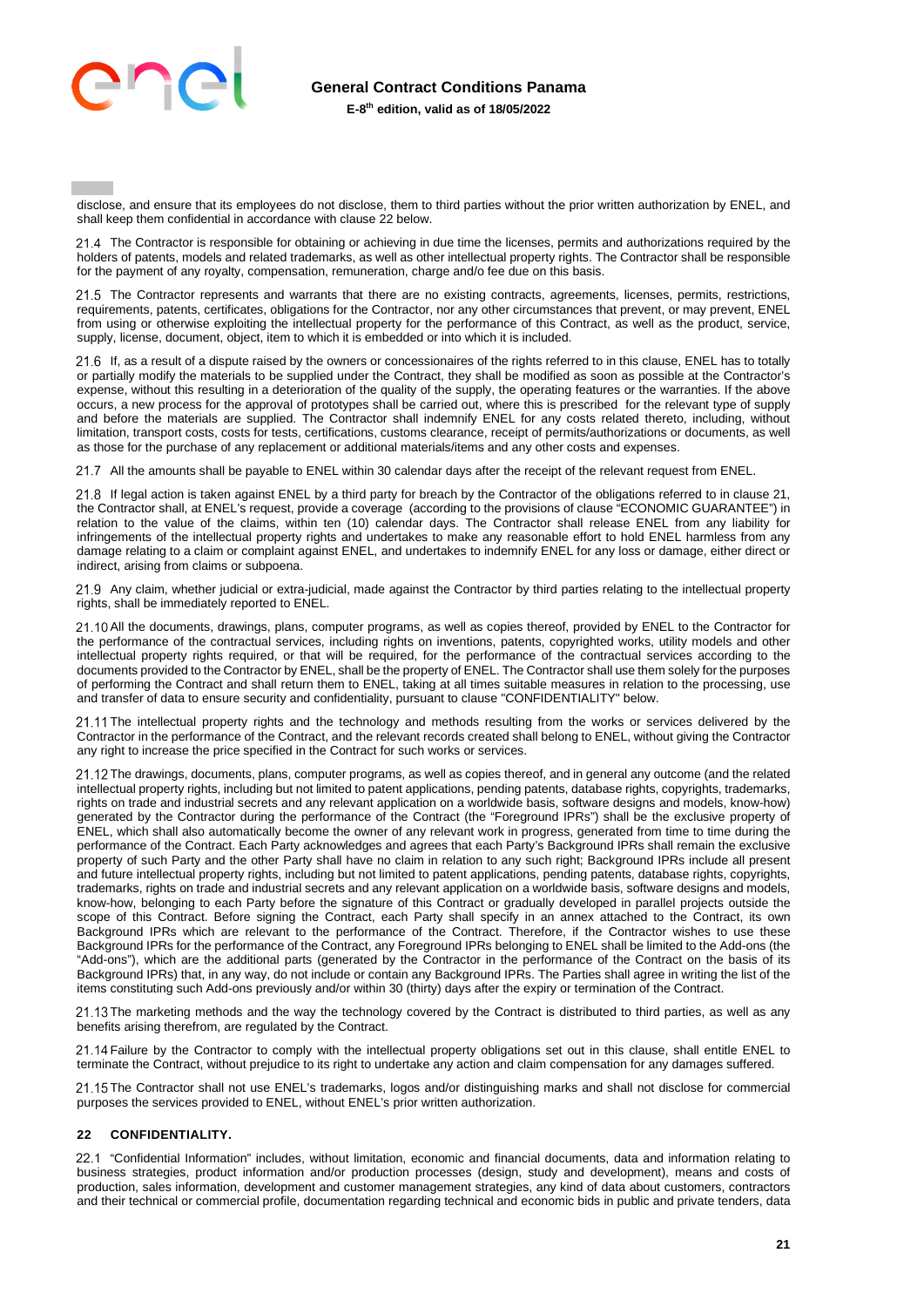disclose, and ensure that its employees do not disclose, them to third parties without the prior written authorization by ENEL, and shall keep them confidential in accordance with clause 22 below.

21.4 The Contractor is responsible for obtaining or achieving in due time the licenses, permits and authorizations required by the holders of patents, models and related trademarks, as well as other intellectual property rights. The Contractor shall be responsible for the payment of any royalty, compensation, remuneration, charge and/o fee due on this basis.

21.5 The Contractor represents and warrants that there are no existing contracts, agreements, licenses, permits, restrictions, requirements, patents, certificates, obligations for the Contractor, nor any other circumstances that prevent, or may prevent, ENEL from using or otherwise exploiting the intellectual property for the performance of this Contract, as well as the product, service, supply, license, document, object, item to which it is embedded or into which it is included.

21.6 If, as a result of a dispute raised by the owners or concessionaires of the rights referred to in this clause, ENEL has to totally or partially modify the materials to be supplied under the Contract, they shall be modified as soon as possible at the Contractor's expense, without this resulting in a deterioration of the quality of the supply, the operating features or the warranties. If the above occurs, a new process for the approval of prototypes shall be carried out, where this is prescribed for the relevant type of supply and before the materials are supplied. The Contractor shall indemnify ENEL for any costs related thereto, including, without limitation, transport costs, costs for tests, certifications, customs clearance, receipt of permits/authorizations or documents, as well as those for the purchase of any replacement or additional materials/items and any other costs and expenses.

21.7 All the amounts shall be payable to ENEL within 30 calendar days after the receipt of the relevant request from ENEL.

21.8 If legal action is taken against ENEL by a third party for breach by the Contractor of the obligations referred to in clause 21, the Contractor shall, at ENEL's request, provide a coverage (according to the provisions of clause "ECONOMIC GUARANTEE") in relation to the value of the claims, within ten (10) calendar days. The Contractor shall release ENEL from any liability for infringements of the intellectual property rights and undertakes to make any reasonable effort to hold ENEL harmless from any damage relating to a claim or complaint against ENEL, and undertakes to indemnify ENEL for any loss or damage, either direct or indirect, arising from claims or subpoena.

21.9 Any claim, whether judicial or extra-judicial, made against the Contractor by third parties relating to the intellectual property rights, shall be immediately reported to ENEL.

21.10 All the documents, drawings, plans, computer programs, as well as copies thereof, provided by ENEL to the Contractor for the performance of the contractual services, including rights on inventions, patents, copyrighted works, utility models and other intellectual property rights required, or that will be required, for the performance of the contractual services according to the documents provided to the Contractor by ENEL, shall be the property of ENEL. The Contractor shall use them solely for the purposes of performing the Contract and shall return them to ENEL, taking at all times suitable measures in relation to the processing, use and transfer of data to ensure security and confidentiality, pursuant to clause "CONFIDENTIALITY" below.

21.11 The intellectual property rights and the technology and methods resulting from the works or services delivered by the Contractor in the performance of the Contract, and the relevant records created shall belong to ENEL, without giving the Contractor any right to increase the price specified in the Contract for such works or services.

21.12 The drawings, documents, plans, computer programs, as well as copies thereof, and in general any outcome (and the related intellectual property rights, including but not limited to patent applications, pending patents, database rights, copyrights, trademarks, rights on trade and industrial secrets and any relevant application on a worldwide basis, software designs and models, know-how) generated by the Contractor during the performance of the Contract (the "Foreground IPRs") shall be the exclusive property of ENEL, which shall also automatically become the owner of any relevant work in progress, generated from time to time during the performance of the Contract. Each Party acknowledges and agrees that each Party's Background IPRs shall remain the exclusive property of such Party and the other Party shall have no claim in relation to any such right; Background IPRs include all present and future intellectual property rights, including but not limited to patent applications, pending patents, database rights, copyrights, trademarks, rights on trade and industrial secrets and any relevant application on a worldwide basis, software designs and models, know-how, belonging to each Party before the signature of this Contract or gradually developed in parallel projects outside the scope of this Contract. Before signing the Contract, each Party shall specify in an annex attached to the Contract, its own Background IPRs which are relevant to the performance of the Contract. Therefore, if the Contractor wishes to use these Background IPRs for the performance of the Contract, any Foreground IPRs belonging to ENEL shall be limited to the Add-ons (the "Add-ons"), which are the additional parts (generated by the Contractor in the performance of the Contract on the basis of its Background IPRs) that, in any way, do not include or contain any Background IPRs. The Parties shall agree in writing the list of the items constituting such Add-ons previously and/or within 30 (thirty) days after the expiry or termination of the Contract.

21.13 The marketing methods and the way the technology covered by the Contract is distributed to third parties, as well as any benefits arising therefrom, are regulated by the Contract.

21.14 Failure by the Contractor to comply with the intellectual property obligations set out in this clause, shall entitle ENEL to terminate the Contract, without prejudice to its right to undertake any action and claim compensation for any damages suffered.

21.15 The Contractor shall not use ENEL's trademarks, logos and/or distinguishing marks and shall not disclose for commercial purposes the services provided to ENEL, without ENEL's prior written authorization.

## 22 CONFIDENTIALITY.

22.1 "Confidential Information" includes, without limitation, economic and financial documents, data and information relating to business strategies, product information and/or production processes (design, study and development), means and costs of production, sales information, development and customer management strategies, any kind of data about customers, contractors and their technical or commercial profile, documentation regarding technical and economic bids in public and private tenders, data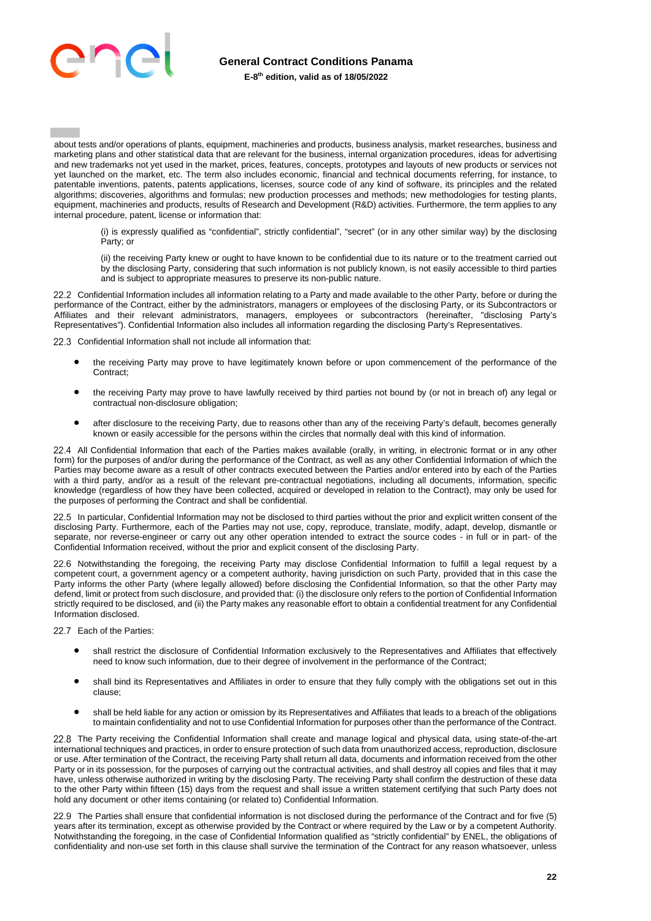about tests and/or operations of plants, equipment, machineries and products, business analysis, market researches, business and marketing plans and other statistical data that are relevant for the business, internal organization procedures, ideas for advertising and new trademarks not yet used in the market, prices, features, concepts, prototypes and layouts of new products or services not yet launched on the market, etc. The term also includes economic, financial and technical documents referring, for instance, to patentable inventions, patents, patents applications, licenses, source code of any kind of software, its principles and the related algorithms; discoveries, algorithms and formulas; new production processes and methods; new methodologies for testing plants, equipment, machineries and products, results of Research and Development (R&D) activities. Furthermore, the term applies to any internal procedure, patent, license or information that:

> (i) is expressly qualified as "confidential", strictly confidential", "secret" (or in any other similar way) by the disclosing Party; or
>
> (ii) the receiving Party knew or ought to have known to be confidential due to its nature or to the treatment carried out by the disclosing Party, considering that such information is not publicly known, is not easily accessible to third parties and is subject to appropriate measures to preserve its non-public nature.

22.2 Confidential Information includes all information relating to a Party and made available to the other Party, before or during the performance of the Contract, either by the administrators, managers or employees of the disclosing Party, or its Subcontractors or Affiliates and their relevant administrators, managers, employees or subcontractors (hereinafter, "disclosing Party's Representatives"). Confidential Information also includes all information regarding the disclosing Party's Representatives.

22.3 Confidential Information shall not include all information that:

- the receiving Party may prove to have legitimately known before or upon commencement of the performance of the Contract;
- the receiving Party may prove to have lawfully received by third parties not bound by (or not in breach of) any legal or contractual non-disclosure obligation;
- after disclosure to the receiving Party, due to reasons other than any of the receiving Party's default, becomes generally known or easily accessible for the persons within the circles that normally deal with this kind of information.

22.4 All Confidential Information that each of the Parties makes available (orally, in writing, in electronic format or in any other form) for the purposes of and/or during the performance of the Contract, as well as any other Confidential Information of which the Parties may become aware as a result of other contracts executed between the Parties and/or entered into by each of the Parties with a third party, and/or as a result of the relevant pre-contractual negotiations, including all documents, information, specific knowledge (regardless of how they have been collected, acquired or developed in relation to the Contract), may only be used for the purposes of performing the Contract and shall be confidential.

22.5 In particular, Confidential Information may not be disclosed to third parties without the prior and explicit written consent of the disclosing Party. Furthermore, each of the Parties may not use, copy, reproduce, translate, modify, adapt, develop, dismantle or separate, nor reverse-engineer or carry out any other operation intended to extract the source codes - in full or in part- of the Confidential Information received, without the prior and explicit consent of the disclosing Party.

22.6 Notwithstanding the foregoing, the receiving Party may disclose Confidential Information to fulfill a legal request by a competent court, a government agency or a competent authority, having jurisdiction on such Party, provided that in this case the Party informs the other Party (where legally allowed) before disclosing the Confidential Information, so that the other Party may defend, limit or protect from such disclosure, and provided that: (i) the disclosure only refers to the portion of Confidential Information strictly required to be disclosed, and (ii) the Party makes any reasonable effort to obtain a confidential treatment for any Confidential Information disclosed.

22.7 Each of the Parties:

- shall restrict the disclosure of Confidential Information exclusively to the Representatives and Affiliates that effectively need to know such information, due to their degree of involvement in the performance of the Contract;
- shall bind its Representatives and Affiliates in order to ensure that they fully comply with the obligations set out in this clause;
- shall be held liable for any action or omission by its Representatives and Affiliates that leads to a breach of the obligations to maintain confidentiality and not to use Confidential Information for purposes other than the performance of the Contract.

22.8 The Party receiving the Confidential Information shall create and manage logical and physical data, using state-of-the-art international techniques and practices, in order to ensure protection of such data from unauthorized access, reproduction, disclosure or use. After termination of the Contract, the receiving Party shall return all data, documents and information received from the other Party or in its possession, for the purposes of carrying out the contractual activities, and shall destroy all copies and files that it may have, unless otherwise authorized in writing by the disclosing Party. The receiving Party shall confirm the destruction of these data to the other Party within fifteen (15) days from the request and shall issue a written statement certifying that such Party does not hold any document or other items containing (or related to) Confidential Information.

22.9 The Parties shall ensure that confidential information is not disclosed during the performance of the Contract and for five (5) years after its termination, except as otherwise provided by the Contract or where required by the Law or by a competent Authority. Notwithstanding the foregoing, in the case of Confidential Information qualified as "strictly confidential" by ENEL, the obligations of confidentiality and non-use set forth in this clause shall survive the termination of the Contract for any reason whatsoever, unless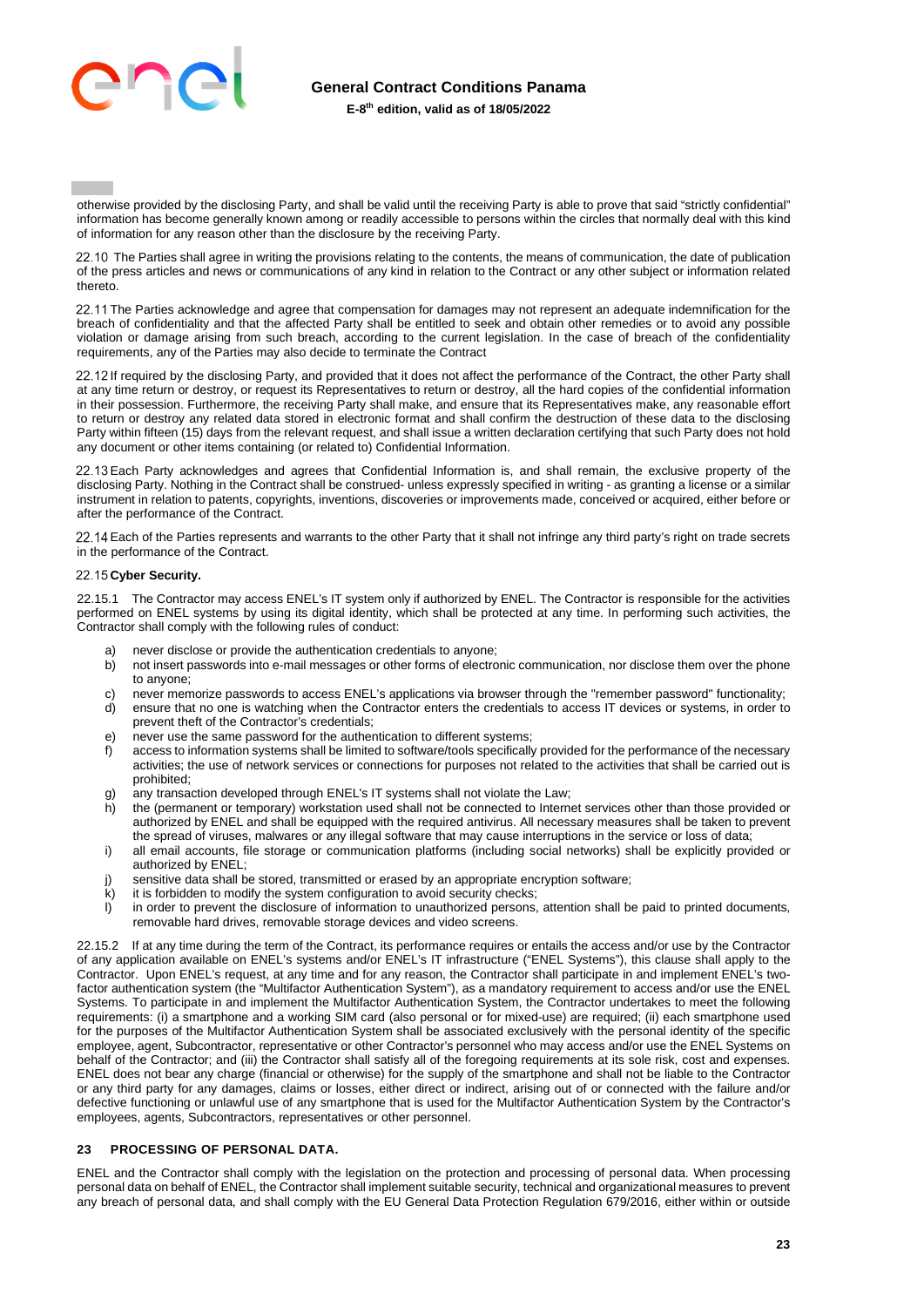otherwise provided by the disclosing Party, and shall be valid until the receiving Party is able to prove that said "strictly confidential" information has become generally known among or readily accessible to persons within the circles that normally deal with this kind of information for any reason other than the disclosure by the receiving Party.

22.10 The Parties shall agree in writing the provisions relating to the contents, the means of communication, the date of publication of the press articles and news or communications of any kind in relation to the Contract or any other subject or information related thereto.

22.11 The Parties acknowledge and agree that compensation for damages may not represent an adequate indemnification for the breach of confidentiality and that the affected Party shall be entitled to seek and obtain other remedies or to avoid any possible violation or damage arising from such breach, according to the current legislation. In the case of breach of the confidentiality requirements, any of the Parties may also decide to terminate the Contract

22.12 If required by the disclosing Party, and provided that it does not affect the performance of the Contract, the other Party shall at any time return or destroy, or request its Representatives to return or destroy, all the hard copies of the confidential information in their possession. Furthermore, the receiving Party shall make, and ensure that its Representatives make, any reasonable effort to return or destroy any related data stored in electronic format and shall confirm the destruction of these data to the disclosing Party within fifteen (15) days from the relevant request, and shall issue a written declaration certifying that such Party does not hold any document or other items containing (or related to) Confidential Information.

22.13 Each Party acknowledges and agrees that Confidential Information is, and shall remain, the exclusive property of the disclosing Party. Nothing in the Contract shall be construed- unless expressly specified in writing - as granting a license or a similar instrument in relation to patents, copyrights, inventions, discoveries or improvements made, conceived or acquired, either before or after the performance of the Contract.

22.14 Each of the Parties represents and warrants to the other Party that it shall not infringe any third party's right on trade secrets in the performance of the Contract.

22.15 **Cyber Security.**

22.15.1 The Contractor may access ENEL's IT system only if authorized by ENEL. The Contractor is responsible for the activities performed on ENEL systems by using its digital identity, which shall be protected at any time. In performing such activities, the Contractor shall comply with the following rules of conduct:

a) never disclose or provide the authentication credentials to anyone;
b) not insert passwords into e-mail messages or other forms of electronic communication, nor disclose them over the phone to anyone;
c) never memorize passwords to access ENEL's applications via browser through the "remember password" functionality;
d) ensure that no one is watching when the Contractor enters the credentials to access IT devices or systems, in order to prevent theft of the Contractor's credentials;
e) never use the same password for the authentication to different systems;
f) access to information systems shall be limited to software/tools specifically provided for the performance of the necessary activities; the use of network services or connections for purposes not related to the activities that shall be carried out is prohibited;
g) any transaction developed through ENEL's IT systems shall not violate the Law;
h) the (permanent or temporary) workstation used shall not be connected to Internet services other than those provided or authorized by ENEL and shall be equipped with the required antivirus. All necessary measures shall be taken to prevent the spread of viruses, malwares or any illegal software that may cause interruptions in the service or loss of data;
i) all email accounts, file storage or communication platforms (including social networks) shall be explicitly provided or authorized by ENEL;
j) sensitive data shall be stored, transmitted or erased by an appropriate encryption software;
k) it is forbidden to modify the system configuration to avoid security checks;
l) in order to prevent the disclosure of information to unauthorized persons, attention shall be paid to printed documents, removable hard drives, removable storage devices and video screens.

22.15.2 If at any time during the term of the Contract, its performance requires or entails the access and/or use by the Contractor of any application available on ENEL's systems and/or ENEL's IT infrastructure ("ENEL Systems"), this clause shall apply to the Contractor. Upon ENEL's request, at any time and for any reason, the Contractor shall participate in and implement ENEL's two-factor authentication system (the "Multifactor Authentication System"), as a mandatory requirement to access and/or use the ENEL Systems. To participate in and implement the Multifactor Authentication System, the Contractor undertakes to meet the following requirements: (i) a smartphone and a working SIM card (also personal or for mixed-use) are required; (ii) each smartphone used for the purposes of the Multifactor Authentication System shall be associated exclusively with the personal identity of the specific employee, agent, Subcontractor, representative or other Contractor's personnel who may access and/or use the ENEL Systems on behalf of the Contractor; and (iii) the Contractor shall satisfy all of the foregoing requirements at its sole risk, cost and expenses. ENEL does not bear any charge (financial or otherwise) for the supply of the smartphone and shall not be liable to the Contractor or any third party for any damages, claims or losses, either direct or indirect, arising out of or connected with the failure and/or defective functioning or unlawful use of any smartphone that is used for the Multifactor Authentication System by the Contractor's employees, agents, Subcontractors, representatives or other personnel.

## 23 PROCESSING OF PERSONAL DATA.

ENEL and the Contractor shall comply with the legislation on the protection and processing of personal data. When processing personal data on behalf of ENEL, the Contractor shall implement suitable security, technical and organizational measures to prevent any breach of personal data, and shall comply with the EU General Data Protection Regulation 679/2016, either within or outside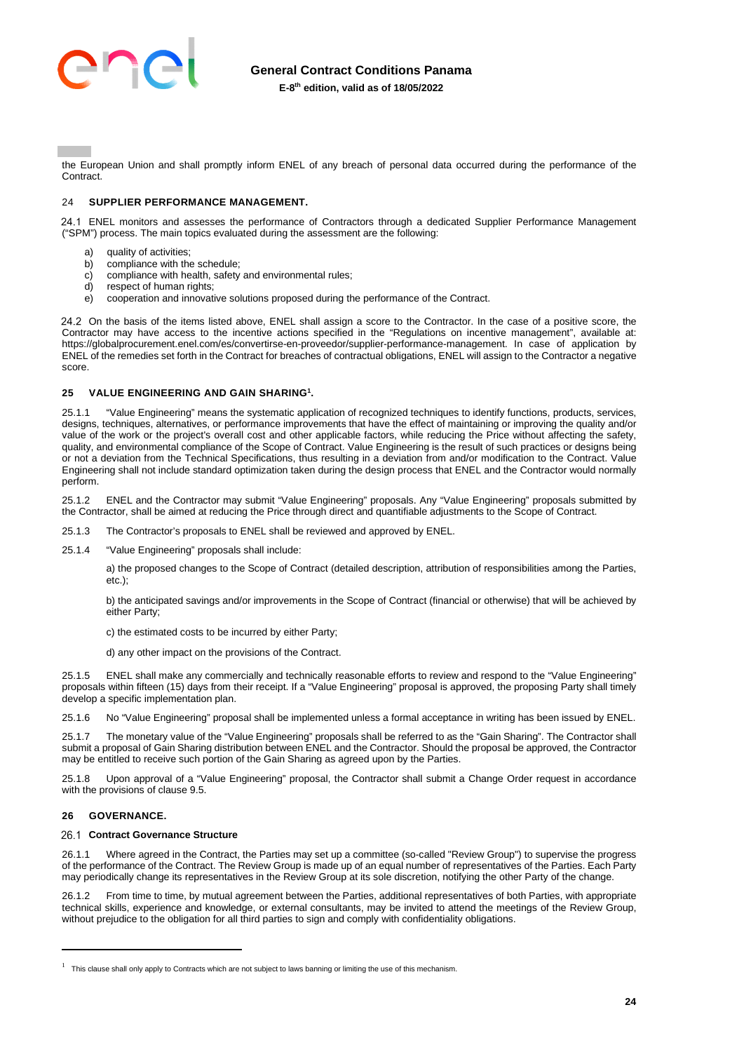the European Union and shall promptly inform ENEL of any breach of personal data occurred during the performance of the Contract.

## 24 SUPPLIER PERFORMANCE MANAGEMENT.

24.1 ENEL monitors and assesses the performance of Contractors through a dedicated Supplier Performance Management ("SPM") process. The main topics evaluated during the assessment are the following:

a) quality of activities;
b) compliance with the schedule;
c) compliance with health, safety and environmental rules;
d) respect of human rights;
e) cooperation and innovative solutions proposed during the performance of the Contract.

24.2 On the basis of the items listed above, ENEL shall assign a score to the Contractor. In the case of a positive score, the Contractor may have access to the incentive actions specified in the "Regulations on incentive management", available at: https://globalprocurement.enel.com/es/convertirse-en-proveedor/supplier-performance-management. In case of application by ENEL of the remedies set forth in the Contract for breaches of contractual obligations, ENEL will assign to the Contractor a negative score.

## 25 VALUE ENGINEERING AND GAIN SHARING[1].

25.1.1 "Value Engineering" means the systematic application of recognized techniques to identify functions, products, services, designs, techniques, alternatives, or performance improvements that have the effect of maintaining or improving the quality and/or value of the work or the project's overall cost and other applicable factors, while reducing the Price without affecting the safety, quality, and environmental compliance of the Scope of Contract. Value Engineering is the result of such practices or designs being or not a deviation from the Technical Specifications, thus resulting in a deviation from and/or modification to the Contract. Value Engineering shall not include standard optimization taken during the design process that ENEL and the Contractor would normally perform.

25.1.2 ENEL and the Contractor may submit "Value Engineering" proposals. Any "Value Engineering" proposals submitted by the Contractor, shall be aimed at reducing the Price through direct and quantifiable adjustments to the Scope of Contract.

25.1.3 The Contractor's proposals to ENEL shall be reviewed and approved by ENEL.

25.1.4 "Value Engineering" proposals shall include:

a) the proposed changes to the Scope of Contract (detailed description, attribution of responsibilities among the Parties, etc.);

b) the anticipated savings and/or improvements in the Scope of Contract (financial or otherwise) that will be achieved by either Party;

c) the estimated costs to be incurred by either Party;

d) any other impact on the provisions of the Contract.

25.1.5 ENEL shall make any commercially and technically reasonable efforts to review and respond to the "Value Engineering" proposals within fifteen (15) days from their receipt. If a "Value Engineering" proposal is approved, the proposing Party shall timely develop a specific implementation plan.

25.1.6 No "Value Engineering" proposal shall be implemented unless a formal acceptance in writing has been issued by ENEL.

25.1.7 The monetary value of the "Value Engineering" proposals shall be referred to as the "Gain Sharing". The Contractor shall submit a proposal of Gain Sharing distribution between ENEL and the Contractor. Should the proposal be approved, the Contractor may be entitled to receive such portion of the Gain Sharing as agreed upon by the Parties.

25.1.8 Upon approval of a "Value Engineering" proposal, the Contractor shall submit a Change Order request in accordance with the provisions of clause 9.5.

## 26 GOVERNANCE.

### 26.1 Contract Governance Structure

26.1.1 Where agreed in the Contract, the Parties may set up a committee (so-called "Review Group") to supervise the progress of the performance of the Contract. The Review Group is made up of an equal number of representatives of the Parties. Each Party may periodically change its representatives in the Review Group at its sole discretion, notifying the other Party of the change.

26.1.2 From time to time, by mutual agreement between the Parties, additional representatives of both Parties, with appropriate technical skills, experience and knowledge, or external consultants, may be invited to attend the meetings of the Review Group, without prejudice to the obligation for all third parties to sign and comply with confidentiality obligations.

---

[1] This clause shall only apply to Contracts which are not subject to laws banning or limiting the use of this mechanism.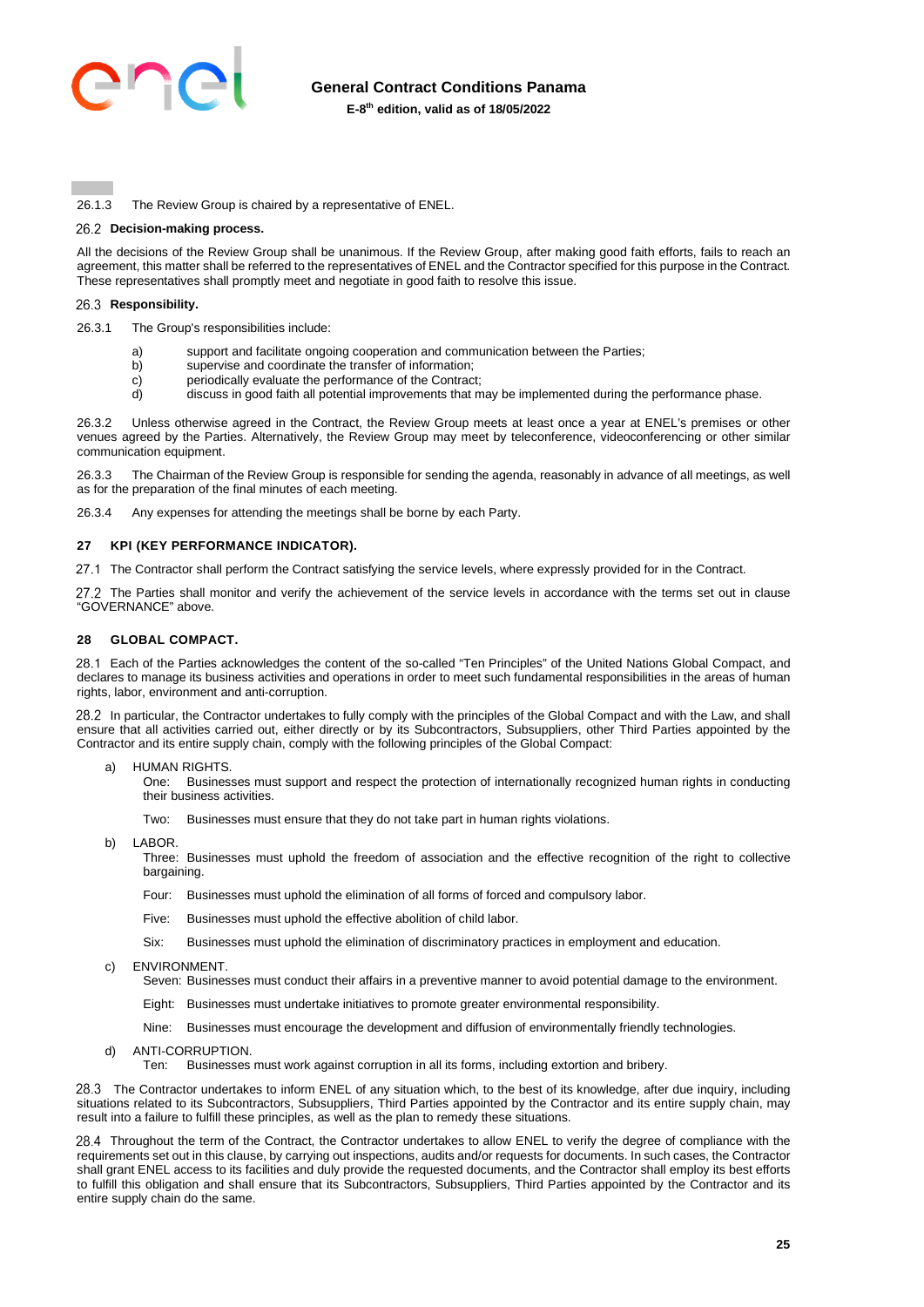26.1.3 The Review Group is chaired by a representative of ENEL.

### 26.2 Decision-making process.

All the decisions of the Review Group shall be unanimous. If the Review Group, after making good faith efforts, fails to reach an agreement, this matter shall be referred to the representatives of ENEL and the Contractor specified for this purpose in the Contract. These representatives shall promptly meet and negotiate in good faith to resolve this issue.

### 26.3 Responsibility.

26.3.1 The Group's responsibilities include:

- a) support and facilitate ongoing cooperation and communication between the Parties;
- b) supervise and coordinate the transfer of information;
- c) periodically evaluate the performance of the Contract;
- d) discuss in good faith all potential improvements that may be implemented during the performance phase.

26.3.2 Unless otherwise agreed in the Contract, the Review Group meets at least once a year at ENEL's premises or other venues agreed by the Parties. Alternatively, the Review Group may meet by teleconference, videoconferencing or other similar communication equipment.

26.3.3 The Chairman of the Review Group is responsible for sending the agenda, reasonably in advance of all meetings, as well as for the preparation of the final minutes of each meeting.

26.3.4 Any expenses for attending the meetings shall be borne by each Party.

## 27 KPI (KEY PERFORMANCE INDICATOR).

27.1 The Contractor shall perform the Contract satisfying the service levels, where expressly provided for in the Contract.

27.2 The Parties shall monitor and verify the achievement of the service levels in accordance with the terms set out in clause "GOVERNANCE" above.

## 28 GLOBAL COMPACT.

28.1 Each of the Parties acknowledges the content of the so-called "Ten Principles" of the United Nations Global Compact, and declares to manage its business activities and operations in order to meet such fundamental responsibilities in the areas of human rights, labor, environment and anti-corruption.

28.2 In particular, the Contractor undertakes to fully comply with the principles of the Global Compact and with the Law, and shall ensure that all activities carried out, either directly or by its Subcontractors, Subsuppliers, other Third Parties appointed by the Contractor and its entire supply chain, comply with the following principles of the Global Compact:

a) HUMAN RIGHTS.

One: Businesses must support and respect the protection of internationally recognized human rights in conducting their business activities.

Two: Businesses must ensure that they do not take part in human rights violations.

b) LABOR.

Three: Businesses must uphold the freedom of association and the effective recognition of the right to collective bargaining.

Four: Businesses must uphold the elimination of all forms of forced and compulsory labor.

Five: Businesses must uphold the effective abolition of child labor.

Six: Businesses must uphold the elimination of discriminatory practices in employment and education.

c) ENVIRONMENT.

Seven: Businesses must conduct their affairs in a preventive manner to avoid potential damage to the environment.

Eight: Businesses must undertake initiatives to promote greater environmental responsibility.

Nine: Businesses must encourage the development and diffusion of environmentally friendly technologies.

d) ANTI-CORRUPTION.

Ten: Businesses must work against corruption in all its forms, including extortion and bribery.

28.3 The Contractor undertakes to inform ENEL of any situation which, to the best of its knowledge, after due inquiry, including situations related to its Subcontractors, Subsuppliers, Third Parties appointed by the Contractor and its entire supply chain, may result into a failure to fulfill these principles, as well as the plan to remedy these situations.

28.4 Throughout the term of the Contract, the Contractor undertakes to allow ENEL to verify the degree of compliance with the requirements set out in this clause, by carrying out inspections, audits and/or requests for documents. In such cases, the Contractor shall grant ENEL access to its facilities and duly provide the requested documents, and the Contractor shall employ its best efforts to fulfill this obligation and shall ensure that its Subcontractors, Subsuppliers, Third Parties appointed by the Contractor and its entire supply chain do the same.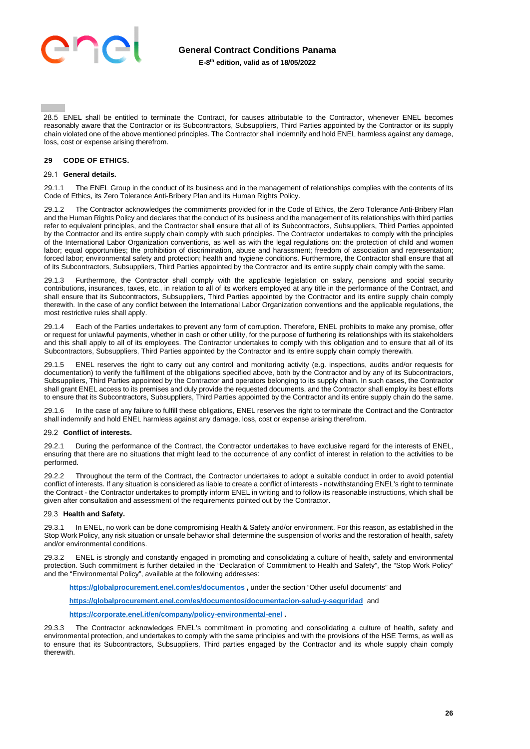28.5 ENEL shall be entitled to terminate the Contract, for causes attributable to the Contractor, whenever ENEL becomes reasonably aware that the Contractor or its Subcontractors, Subsuppliers, Third Parties appointed by the Contractor or its supply chain violated one of the above mentioned principles. The Contractor shall indemnify and hold ENEL harmless against any damage, loss, cost or expense arising therefrom.

## 29 CODE OF ETHICS.

### 29.1 General details.

29.1.1 The ENEL Group in the conduct of its business and in the management of relationships complies with the contents of its Code of Ethics, its Zero Tolerance Anti-Bribery Plan and its Human Rights Policy.

29.1.2 The Contractor acknowledges the commitments provided for in the Code of Ethics, the Zero Tolerance Anti-Bribery Plan and the Human Rights Policy and declares that the conduct of its business and the management of its relationships with third parties refer to equivalent principles, and the Contractor shall ensure that all of its Subcontractors, Subsuppliers, Third Parties appointed by the Contractor and its entire supply chain comply with such principles. The Contractor undertakes to comply with the principles of the International Labor Organization conventions, as well as with the legal regulations on: the protection of child and women labor; equal opportunities; the prohibition of discrimination, abuse and harassment; freedom of association and representation; forced labor; environmental safety and protection; health and hygiene conditions. Furthermore, the Contractor shall ensure that all of its Subcontractors, Subsuppliers, Third Parties appointed by the Contractor and its entire supply chain comply with the same.

29.1.3 Furthermore, the Contractor shall comply with the applicable legislation on salary, pensions and social security contributions, insurances, taxes, etc., in relation to all of its workers employed at any title in the performance of the Contract, and shall ensure that its Subcontractors, Subsuppliers, Third Parties appointed by the Contractor and its entire supply chain comply therewith. In the case of any conflict between the International Labor Organization conventions and the applicable regulations, the most restrictive rules shall apply.

29.1.4 Each of the Parties undertakes to prevent any form of corruption. Therefore, ENEL prohibits to make any promise, offer or request for unlawful payments, whether in cash or other utility, for the purpose of furthering its relationships with its stakeholders and this shall apply to all of its employees. The Contractor undertakes to comply with this obligation and to ensure that all of its Subcontractors, Subsuppliers, Third Parties appointed by the Contractor and its entire supply chain comply therewith.

29.1.5 ENEL reserves the right to carry out any control and monitoring activity (e.g. inspections, audits and/or requests for documentation) to verify the fulfillment of the obligations specified above, both by the Contractor and by any of its Subcontractors, Subsuppliers, Third Parties appointed by the Contractor and operators belonging to its supply chain. In such cases, the Contractor shall grant ENEL access to its premises and duly provide the requested documents, and the Contractor shall employ its best efforts to ensure that its Subcontractors, Subsuppliers, Third Parties appointed by the Contractor and its entire supply chain do the same.

29.1.6 In the case of any failure to fulfill these obligations, ENEL reserves the right to terminate the Contract and the Contractor shall indemnify and hold ENEL harmless against any damage, loss, cost or expense arising therefrom.

### 29.2 Conflict of interests.

29.2.1 During the performance of the Contract, the Contractor undertakes to have exclusive regard for the interests of ENEL, ensuring that there are no situations that might lead to the occurrence of any conflict of interest in relation to the activities to be performed.

29.2.2 Throughout the term of the Contract, the Contractor undertakes to adopt a suitable conduct in order to avoid potential conflict of interests. If any situation is considered as liable to create a conflict of interests - notwithstanding ENEL's right to terminate the Contract - the Contractor undertakes to promptly inform ENEL in writing and to follow its reasonable instructions, which shall be given after consultation and assessment of the requirements pointed out by the Contractor.

### 29.3 Health and Safety.

29.3.1 In ENEL, no work can be done compromising Health & Safety and/or environment. For this reason, as established in the Stop Work Policy, any risk situation or unsafe behavior shall determine the suspension of works and the restoration of health, safety and/or environmental conditions.

29.3.2 ENEL is strongly and constantly engaged in promoting and consolidating a culture of health, safety and environmental protection. Such commitment is further detailed in the "Declaration of Commitment to Health and Safety", the "Stop Work Policy" and the "Environmental Policy", available at the following addresses:

**https://globalprocurement.enel.com/es/documentos** , under the section "Other useful documents" and

**https://globalprocurement.enel.com/es/documentos/documentacion-salud-y-seguridad** and

**https://corporate.enel.it/en/company/policy-environmental-enel** .

29.3.3 The Contractor acknowledges ENEL's commitment in promoting and consolidating a culture of health, safety and environmental protection, and undertakes to comply with the same principles and with the provisions of the HSE Terms, as well as to ensure that its Subcontractors, Subsuppliers, Third parties engaged by the Contractor and its whole supply chain comply therewith.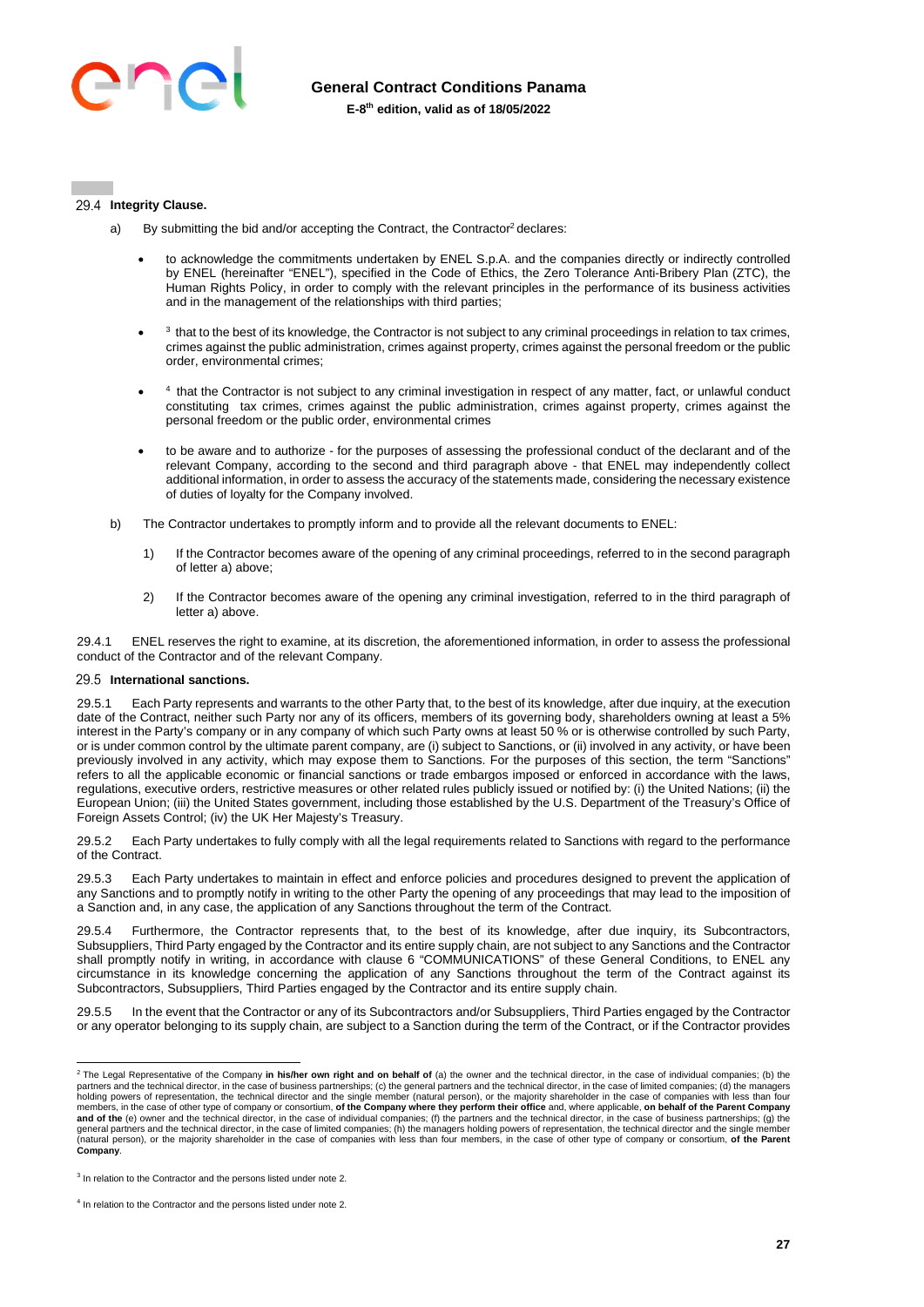### 29.4 Integrity Clause.

a) By submitting the bid and/or accepting the Contract, the Contractor[2] declares:

- to acknowledge the commitments undertaken by ENEL S.p.A. and the companies directly or indirectly controlled by ENEL (hereinafter "ENEL"), specified in the Code of Ethics, the Zero Tolerance Anti-Bribery Plan (ZTC), the Human Rights Policy, in order to comply with the relevant principles in the performance of its business activities and in the management of the relationships with third parties;

- [3] that to the best of its knowledge, the Contractor is not subject to any criminal proceedings in relation to tax crimes, crimes against the public administration, crimes against property, crimes against the personal freedom or the public order, environmental crimes;

- [4] that the Contractor is not subject to any criminal investigation in respect of any matter, fact, or unlawful conduct constituting tax crimes, crimes against the public administration, crimes against property, crimes against the personal freedom or the public order, environmental crimes

- to be aware and to authorize - for the purposes of assessing the professional conduct of the declarant and of the relevant Company, according to the second and third paragraph above - that ENEL may independently collect additional information, in order to assess the accuracy of the statements made, considering the necessary existence of duties of loyalty for the Company involved.

b) The Contractor undertakes to promptly inform and to provide all the relevant documents to ENEL:

1) If the Contractor becomes aware of the opening of any criminal proceedings, referred to in the second paragraph of letter a) above;

2) If the Contractor becomes aware of the opening any criminal investigation, referred to in the third paragraph of letter a) above.

29.4.1 ENEL reserves the right to examine, at its discretion, the aforementioned information, in order to assess the professional conduct of the Contractor and of the relevant Company.

### 29.5 International sanctions.

29.5.1 Each Party represents and warrants to the other Party that, to the best of its knowledge, after due inquiry, at the execution date of the Contract, neither such Party nor any of its officers, members of its governing body, shareholders owning at least a 5% interest in the Party's company or in any company of which such Party owns at least 50 % or is otherwise controlled by such Party, or is under common control by the ultimate parent company, are (i) subject to Sanctions, or (ii) involved in any activity, or have been previously involved in any activity, which may expose them to Sanctions. For the purposes of this section, the term "Sanctions" refers to all the applicable economic or financial sanctions or trade embargos imposed or enforced in accordance with the laws, regulations, executive orders, restrictive measures or other related rules publicly issued or notified by: (i) the United Nations; (ii) the European Union; (iii) the United States government, including those established by the U.S. Department of the Treasury's Office of Foreign Assets Control; (iv) the UK Her Majesty's Treasury.

29.5.2 Each Party undertakes to fully comply with all the legal requirements related to Sanctions with regard to the performance of the Contract.

29.5.3 Each Party undertakes to maintain in effect and enforce policies and procedures designed to prevent the application of any Sanctions and to promptly notify in writing to the other Party the opening of any proceedings that may lead to the imposition of a Sanction and, in any case, the application of any Sanctions throughout the term of the Contract.

29.5.4 Furthermore, the Contractor represents that, to the best of its knowledge, after due inquiry, its Subcontractors, Subsuppliers, Third Party engaged by the Contractor and its entire supply chain, are not subject to any Sanctions and the Contractor shall promptly notify in writing, in accordance with clause 6 "COMMUNICATIONS" of these General Conditions, to ENEL any circumstance in its knowledge concerning the application of any Sanctions throughout the term of the Contract against its Subcontractors, Subsuppliers, Third Parties engaged by the Contractor and its entire supply chain.

29.5.5 In the event that the Contractor or any of its Subcontractors and/or Subsuppliers, Third Parties engaged by the Contractor or any operator belonging to its supply chain, are subject to a Sanction during the term of the Contract, or if the Contractor provides

---

[2] The Legal Representative of the Company **in his/her own right and on behalf of** (a) the owner and the technical director, in the case of individual companies; (b) the partners and the technical director, in the case of business partnerships; (c) the general partners and the technical director, in the case of limited companies; (d) the managers holding powers of representation, the technical director and the single member (natural person), or the majority shareholder in the case of companies with less than four members, in the case of other type of company or consortium, **of the Company where they perform their office** and, where applicable, **on behalf of the Parent Company and of the** (e) owner and the technical director, in the case of individual companies; (f) the partners and the technical director, in the case of business partnerships; (g) the general partners and the technical director, in the case of limited companies; (h) the managers holding powers of representation, the technical director and the single member (natural person), or the majority shareholder in the case of companies with less than four members, in the case of other type of company or consortium, **of the Parent Company**.

[3] In relation to the Contractor and the persons listed under note 2.

[4] In relation to the Contractor and the persons listed under note 2.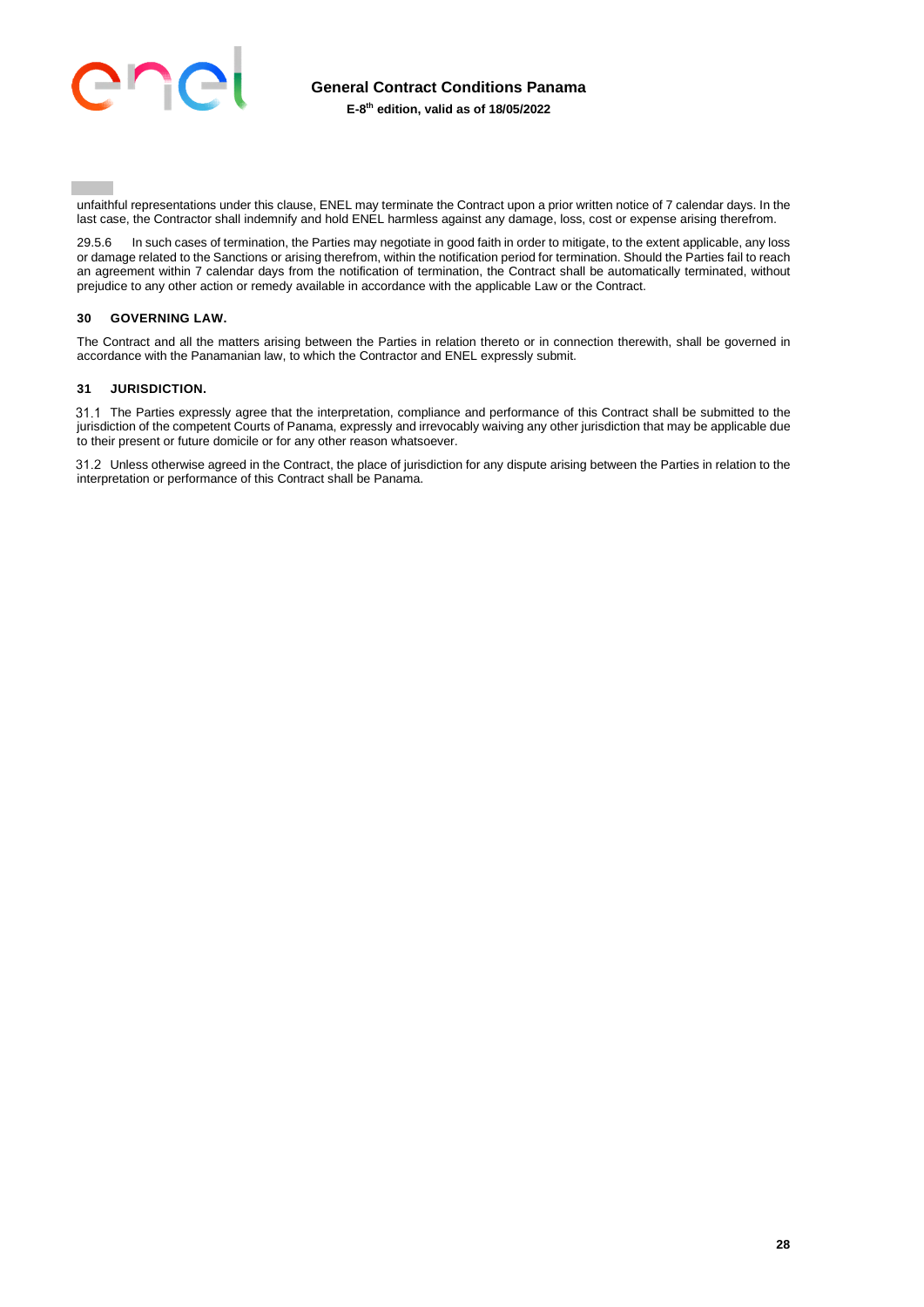unfaithful representations under this clause, ENEL may terminate the Contract upon a prior written notice of 7 calendar days. In the last case, the Contractor shall indemnify and hold ENEL harmless against any damage, loss, cost or expense arising therefrom.

29.5.6 In such cases of termination, the Parties may negotiate in good faith in order to mitigate, to the extent applicable, any loss or damage related to the Sanctions or arising therefrom, within the notification period for termination. Should the Parties fail to reach an agreement within 7 calendar days from the notification of termination, the Contract shall be automatically terminated, without prejudice to any other action or remedy available in accordance with the applicable Law or the Contract.

## 30 GOVERNING LAW.

The Contract and all the matters arising between the Parties in relation thereto or in connection therewith, shall be governed in accordance with the Panamanian law, to which the Contractor and ENEL expressly submit.

## 31 JURISDICTION.

31.1 The Parties expressly agree that the interpretation, compliance and performance of this Contract shall be submitted to the jurisdiction of the competent Courts of Panama, expressly and irrevocably waiving any other jurisdiction that may be applicable due to their present or future domicile or for any other reason whatsoever.

31.2 Unless otherwise agreed in the Contract, the place of jurisdiction for any dispute arising between the Parties in relation to the interpretation or performance of this Contract shall be Panama.